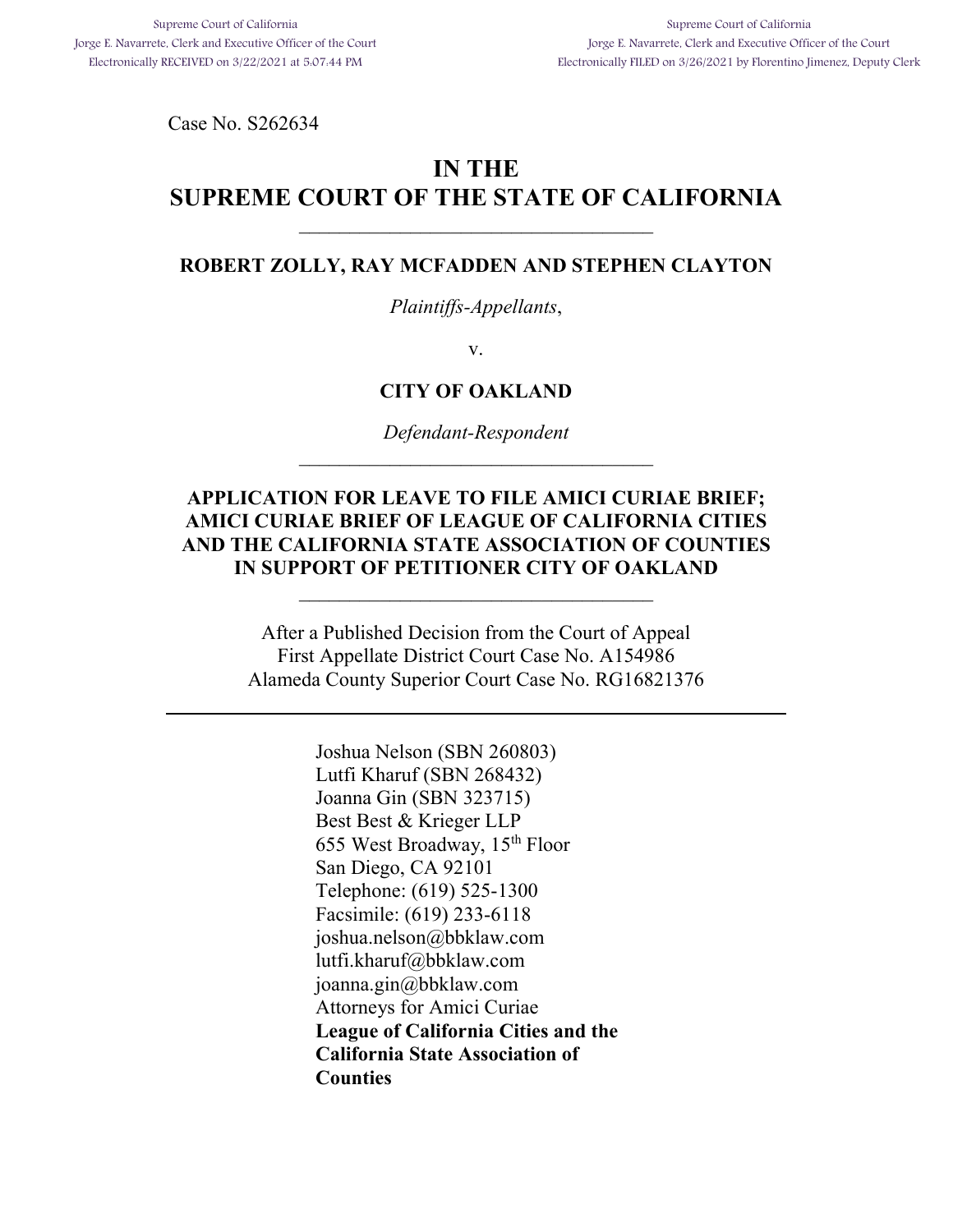Supreme Court of California
Jorge E. Navarrete, Clerk and Executive Officer of the Court
Electronically RECEIVED on 3/22/2021 at 5:07:44 PM

Supreme Court of California
Jorge E. Navarrete, Clerk and Executive Officer of the Court
Electronically FILED on 3/26/2021 by Florentino Jimenez, Deputy Clerk

Case No. S262634

# IN THE SUPREME COURT OF THE STATE OF CALIFORNIA

---

**ROBERT ZOLLY, RAY MCFADDEN AND STEPHEN CLAYTON**

*Plaintiffs-Appellants*,

v.

**CITY OF OAKLAND**

*Defendant-Respondent*

---

**APPLICATION FOR LEAVE TO FILE AMICI CURIAE BRIEF; AMICI CURIAE BRIEF OF LEAGUE OF CALIFORNIA CITIES AND THE CALIFORNIA STATE ASSOCIATION OF COUNTIES IN SUPPORT OF PETITIONER CITY OF OAKLAND**

---

After a Published Decision from the Court of Appeal
First Appellate District Court Case No. A154986
Alameda County Superior Court Case No. RG16821376

---

Joshua Nelson (SBN 260803)
Lutfi Kharuf (SBN 268432)
Joanna Gin (SBN 323715)
Best Best & Krieger LLP
655 West Broadway, 15th Floor
San Diego, CA 92101
Telephone: (619) 525-1300
Facsimile: (619) 233-6118
joshua.nelson@bbklaw.com
lutfi.kharuf@bbklaw.com
joanna.gin@bbklaw.com
Attorneys for Amici Curiae
**League of California Cities and the California State Association of Counties**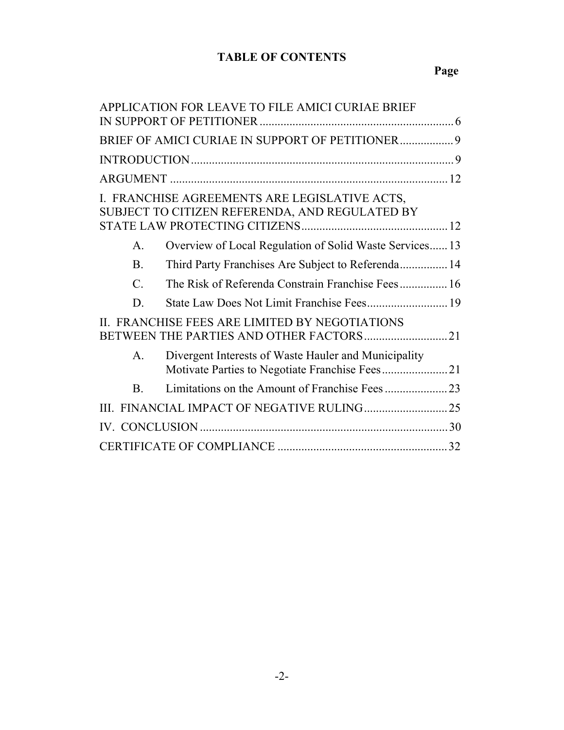# TABLE OF CONTENTS

| | Page |
|---|---|
| APPLICATION FOR LEAVE TO FILE AMICI CURIAE BRIEF IN SUPPORT OF PETITIONER | 6 |
| BRIEF OF AMICI CURIAE IN SUPPORT OF PETITIONER | 9 |
| INTRODUCTION | 9 |
| ARGUMENT | 12 |
| I. FRANCHISE AGREEMENTS ARE LEGISLATIVE ACTS, SUBJECT TO CITIZEN REFERENDA, AND REGULATED BY STATE LAW PROTECTING CITIZENS | 12 |
| A. Overview of Local Regulation of Solid Waste Services | 13 |
| B. Third Party Franchises Are Subject to Referenda | 14 |
| C. The Risk of Referenda Constrain Franchise Fees | 16 |
| D. State Law Does Not Limit Franchise Fees | 19 |
| II. FRANCHISE FEES ARE LIMITED BY NEGOTIATIONS BETWEEN THE PARTIES AND OTHER FACTORS | 21 |
| A. Divergent Interests of Waste Hauler and Municipality Motivate Parties to Negotiate Franchise Fees | 21 |
| B. Limitations on the Amount of Franchise Fees | 23 |
| III. FINANCIAL IMPACT OF NEGATIVE RULING | 25 |
| IV. CONCLUSION | 30 |
| CERTIFICATE OF COMPLIANCE | 32 |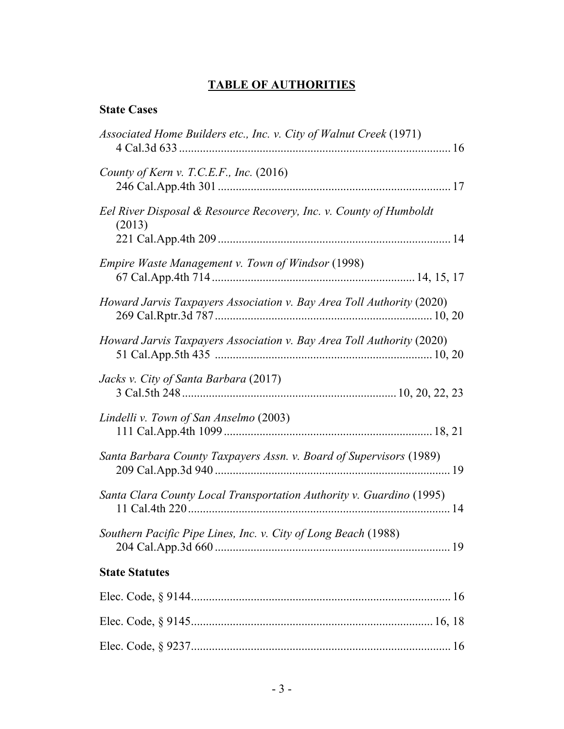# **TABLE OF AUTHORITIES**

## **State Cases**

*Associated Home Builders etc., Inc. v. City of Walnut Creek* (1971) 4 Cal.3d 633 .......... 16

*County of Kern v. T.C.E.F., Inc.* (2016) 246 Cal.App.4th 301 .......... 17

*Eel River Disposal & Resource Recovery, Inc. v. County of Humboldt* (2013) 221 Cal.App.4th 209 .......... 14

*Empire Waste Management v. Town of Windsor* (1998) 67 Cal.App.4th 714 .......... 14, 15, 17

*Howard Jarvis Taxpayers Association v. Bay Area Toll Authority* (2020) 269 Cal.Rptr.3d 787 .......... 10, 20

*Howard Jarvis Taxpayers Association v. Bay Area Toll Authority* (2020) 51 Cal.App.5th 435 .......... 10, 20

*Jacks v. City of Santa Barbara* (2017) 3 Cal.5th 248 .......... 10, 20, 22, 23

*Lindelli v. Town of San Anselmo* (2003) 111 Cal.App.4th 1099 .......... 18, 21

*Santa Barbara County Taxpayers Assn. v. Board of Supervisors* (1989) 209 Cal.App.3d 940 .......... 19

*Santa Clara County Local Transportation Authority v. Guardino* (1995) 11 Cal.4th 220 .......... 14

*Southern Pacific Pipe Lines, Inc. v. City of Long Beach* (1988) 204 Cal.App.3d 660 .......... 19

## **State Statutes**

Elec. Code, § 9144 .......... 16

Elec. Code, § 9145 .......... 16, 18

Elec. Code, § 9237 .......... 16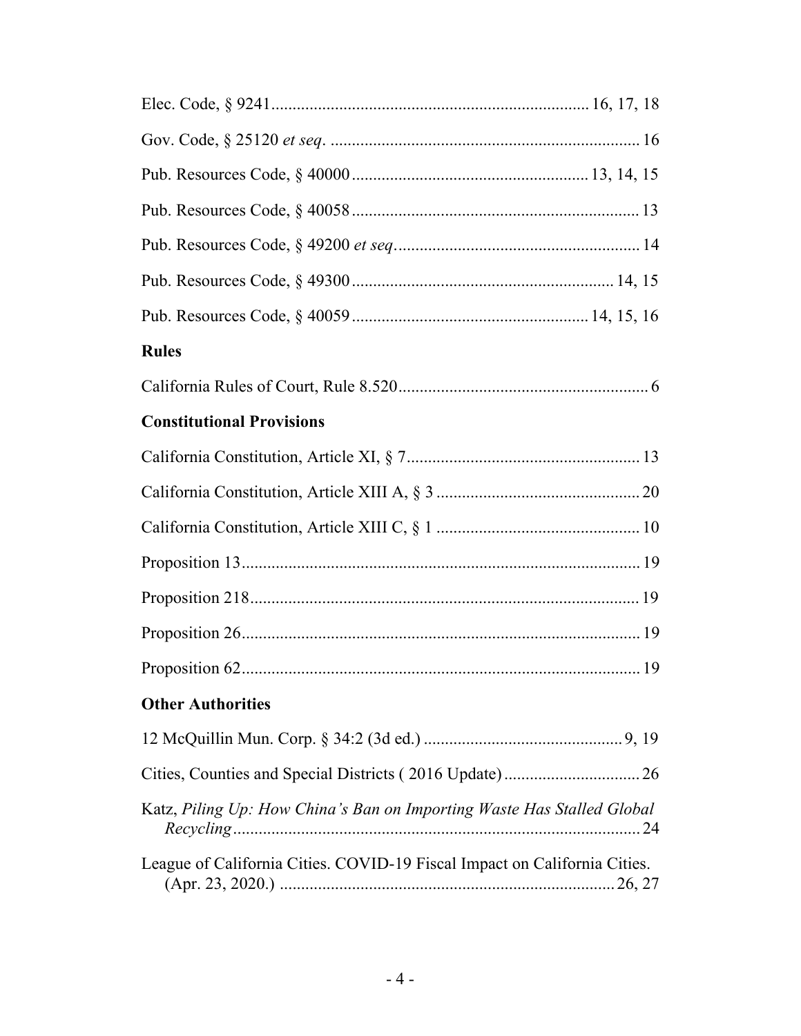Elec. Code, § 9241 .......................................................................... 16, 17, 18

Gov. Code, § 25120 *et seq*. .......................................................................... 16

Pub. Resources Code, § 40000 ....................................................... 13, 14, 15

Pub. Resources Code, § 40058 .................................................................... 13

Pub. Resources Code, § 49200 *et seq*. ......................................................... 14

Pub. Resources Code, § 49300 ............................................................. 14, 15

Pub. Resources Code, § 40059 ....................................................... 14, 15, 16

**Rules**

California Rules of Court, Rule 8.520 ........................................................... 6

**Constitutional Provisions**

California Constitution, Article XI, § 7 ....................................................... 13

California Constitution, Article XIII A, § 3 ................................................ 20

California Constitution, Article XIII C, § 1 ................................................ 10

Proposition 13 .............................................................................................. 19

Proposition 218 ............................................................................................ 19

Proposition 26 .............................................................................................. 19

Proposition 62 .............................................................................................. 19

**Other Authorities**

12 McQuillin Mun. Corp. § 34:2 (3d ed.) ............................................... 9, 19

Cities, Counties and Special Districts ( 2016 Update) ................................ 26

Katz, *Piling Up: How China's Ban on Importing Waste Has Stalled Global Recycling* ................................................................................................ 24

League of California Cities. COVID-19 Fiscal Impact on California Cities. (Apr. 23, 2020.) .............................................................................. 26, 27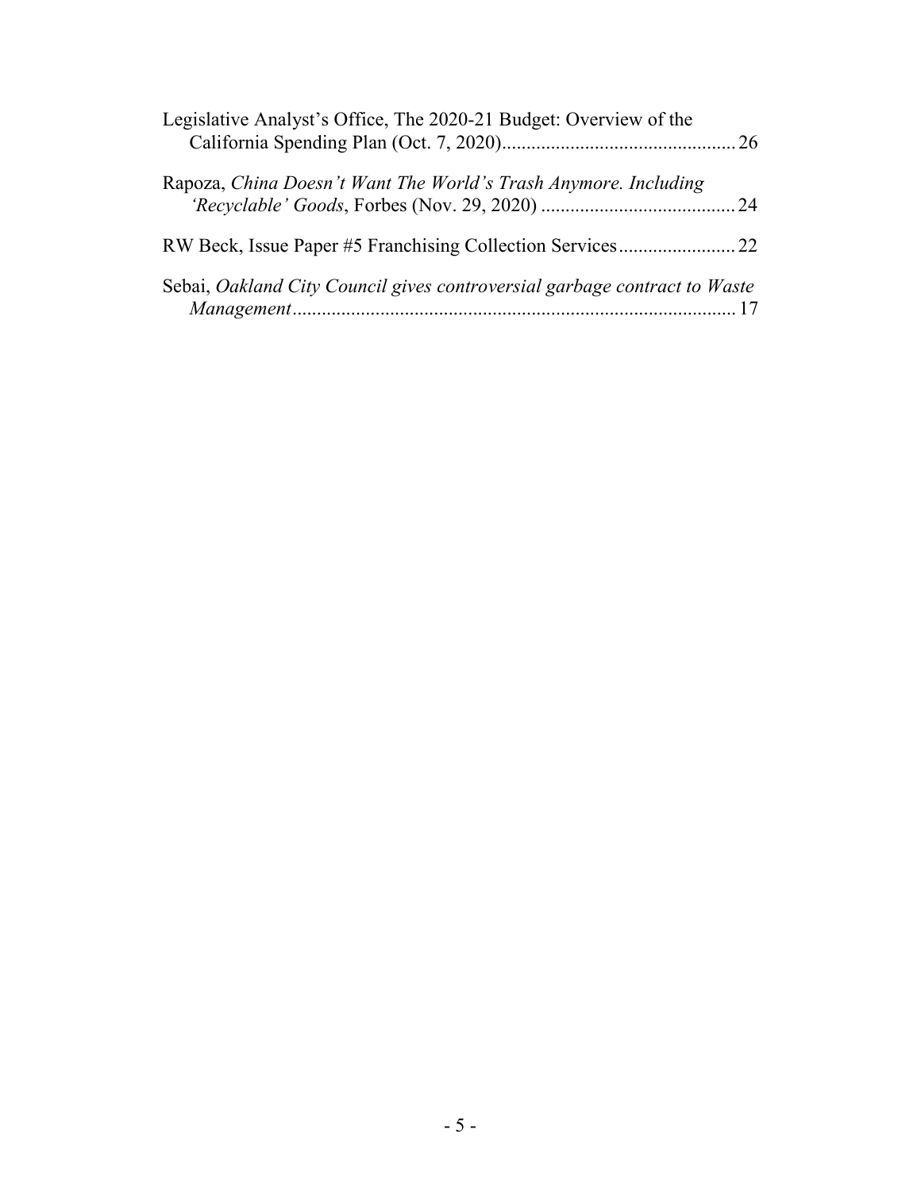Legislative Analyst's Office, The 2020-21 Budget: Overview of the California Spending Plan (Oct. 7, 2020)................................................26

Rapoza, *China Doesn't Want The World's Trash Anymore. Including 'Recyclable' Goods*, Forbes (Nov. 29, 2020) ........................................24

RW Beck, Issue Paper #5 Franchising Collection Services........................22

Sebai, *Oakland City Council gives controversial garbage contract to Waste Management*..........................................................................................17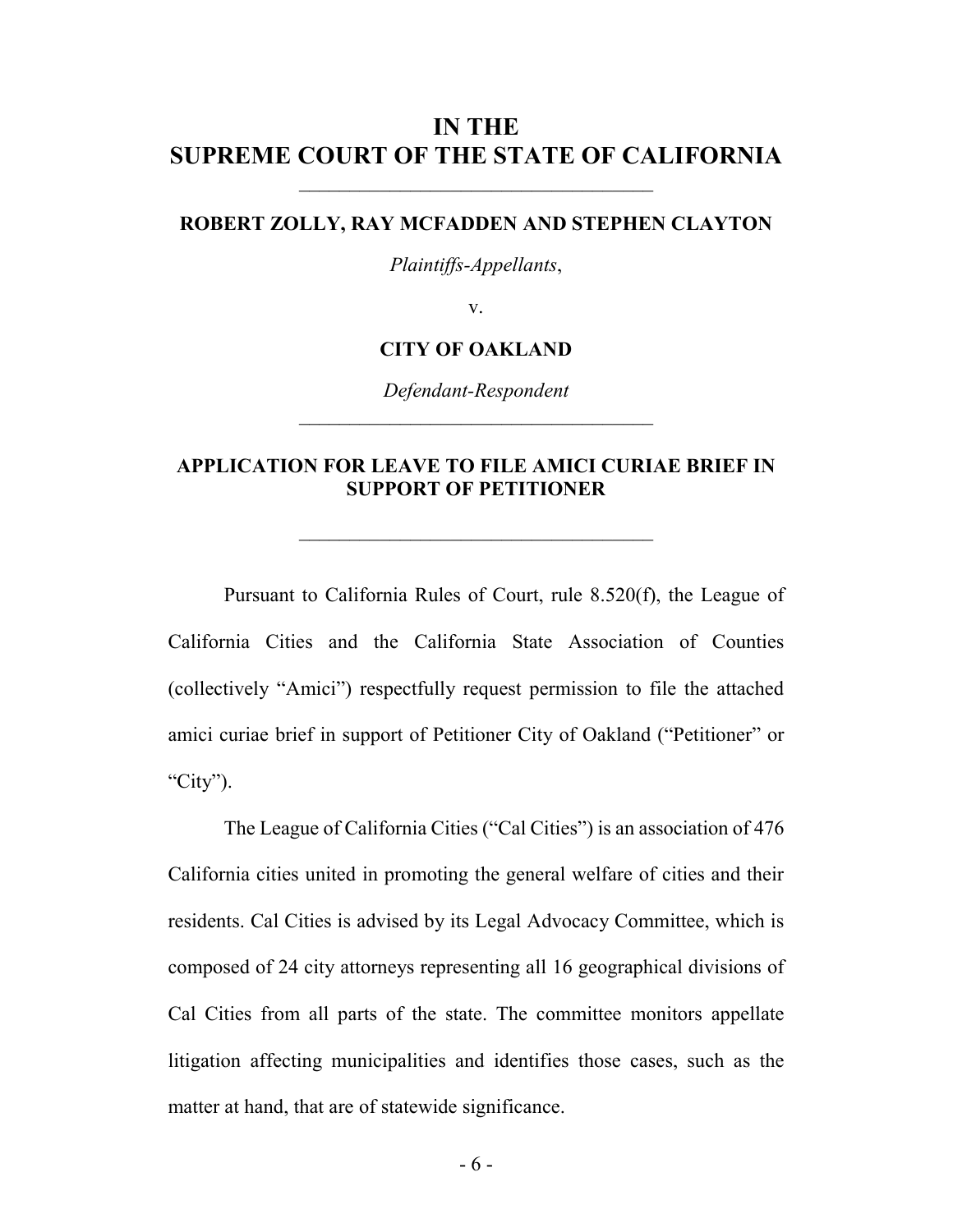# IN THE SUPREME COURT OF THE STATE OF CALIFORNIA

---

**ROBERT ZOLLY, RAY MCFADDEN AND STEPHEN CLAYTON**

*Plaintiffs-Appellants*,

v.

**CITY OF OAKLAND**

*Defendant-Respondent*

---

## APPLICATION FOR LEAVE TO FILE AMICI CURIAE BRIEF IN SUPPORT OF PETITIONER

---

Pursuant to California Rules of Court, rule 8.520(f), the League of California Cities and the California State Association of Counties (collectively "Amici") respectfully request permission to file the attached amici curiae brief in support of Petitioner City of Oakland ("Petitioner" or "City").

The League of California Cities ("Cal Cities") is an association of 476 California cities united in promoting the general welfare of cities and their residents. Cal Cities is advised by its Legal Advocacy Committee, which is composed of 24 city attorneys representing all 16 geographical divisions of Cal Cities from all parts of the state. The committee monitors appellate litigation affecting municipalities and identifies those cases, such as the matter at hand, that are of statewide significance.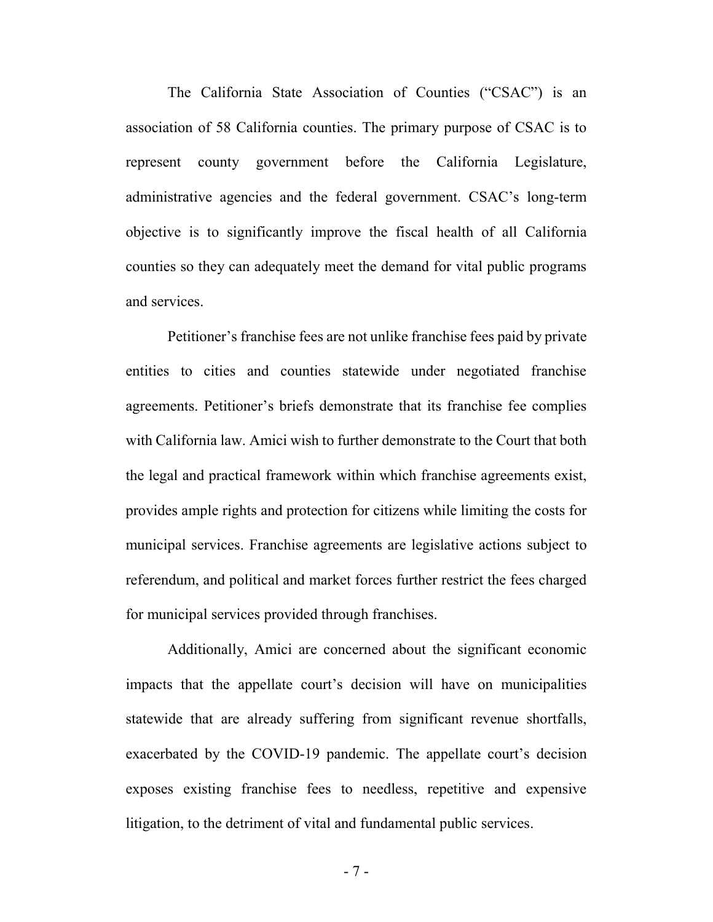The California State Association of Counties ("CSAC") is an association of 58 California counties. The primary purpose of CSAC is to represent county government before the California Legislature, administrative agencies and the federal government. CSAC's long-term objective is to significantly improve the fiscal health of all California counties so they can adequately meet the demand for vital public programs and services.

Petitioner's franchise fees are not unlike franchise fees paid by private entities to cities and counties statewide under negotiated franchise agreements. Petitioner's briefs demonstrate that its franchise fee complies with California law. Amici wish to further demonstrate to the Court that both the legal and practical framework within which franchise agreements exist, provides ample rights and protection for citizens while limiting the costs for municipal services. Franchise agreements are legislative actions subject to referendum, and political and market forces further restrict the fees charged for municipal services provided through franchises.

Additionally, Amici are concerned about the significant economic impacts that the appellate court's decision will have on municipalities statewide that are already suffering from significant revenue shortfalls, exacerbated by the COVID-19 pandemic. The appellate court's decision exposes existing franchise fees to needless, repetitive and expensive litigation, to the detriment of vital and fundamental public services.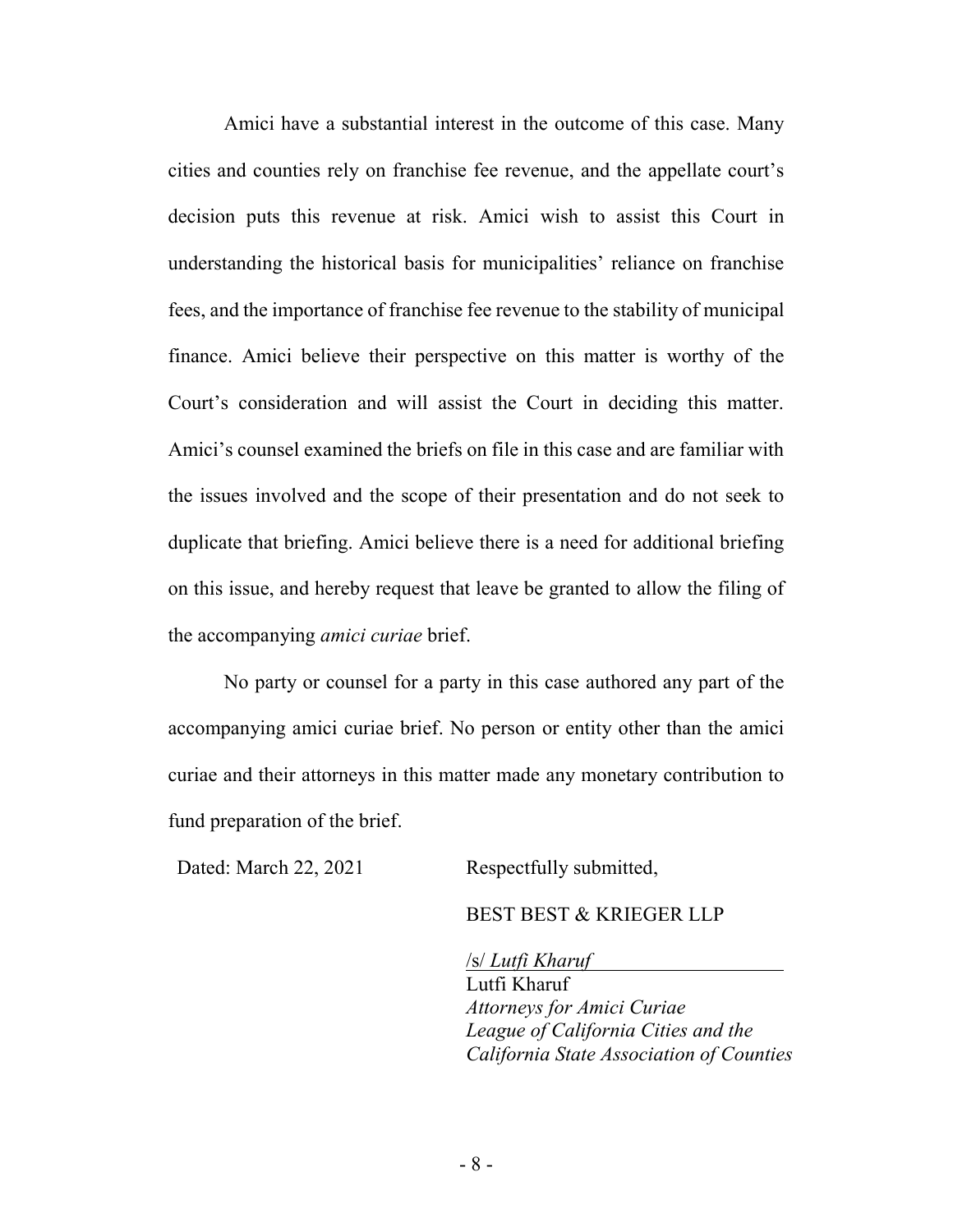Amici have a substantial interest in the outcome of this case. Many cities and counties rely on franchise fee revenue, and the appellate court's decision puts this revenue at risk. Amici wish to assist this Court in understanding the historical basis for municipalities' reliance on franchise fees, and the importance of franchise fee revenue to the stability of municipal finance. Amici believe their perspective on this matter is worthy of the Court's consideration and will assist the Court in deciding this matter. Amici's counsel examined the briefs on file in this case and are familiar with the issues involved and the scope of their presentation and do not seek to duplicate that briefing. Amici believe there is a need for additional briefing on this issue, and hereby request that leave be granted to allow the filing of the accompanying *amici curiae* brief.

No party or counsel for a party in this case authored any part of the accompanying amici curiae brief. No person or entity other than the amici curiae and their attorneys in this matter made any monetary contribution to fund preparation of the brief.

Dated: March 22, 2021

Respectfully submitted,

BEST BEST & KRIEGER LLP

/s/ *Lutfi Kharuf*

Lutfi Kharuf
*Attorneys for Amici Curiae*
*League of California Cities and the*
*California State Association of Counties*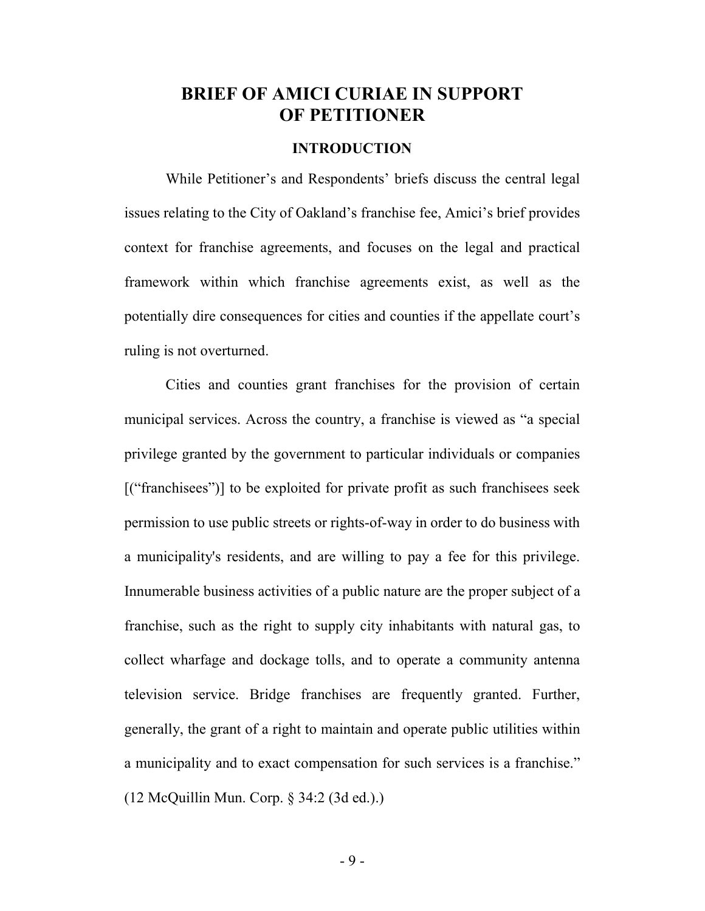# BRIEF OF AMICI CURIAE IN SUPPORT OF PETITIONER

## INTRODUCTION

While Petitioner's and Respondents' briefs discuss the central legal issues relating to the City of Oakland's franchise fee, Amici's brief provides context for franchise agreements, and focuses on the legal and practical framework within which franchise agreements exist, as well as the potentially dire consequences for cities and counties if the appellate court's ruling is not overturned.

Cities and counties grant franchises for the provision of certain municipal services. Across the country, a franchise is viewed as "a special privilege granted by the government to particular individuals or companies [("franchisees")] to be exploited for private profit as such franchisees seek permission to use public streets or rights-of-way in order to do business with a municipality's residents, and are willing to pay a fee for this privilege. Innumerable business activities of a public nature are the proper subject of a franchise, such as the right to supply city inhabitants with natural gas, to collect wharfage and dockage tolls, and to operate a community antenna television service. Bridge franchises are frequently granted. Further, generally, the grant of a right to maintain and operate public utilities within a municipality and to exact compensation for such services is a franchise." (12 McQuillin Mun. Corp. § 34:2 (3d ed.).)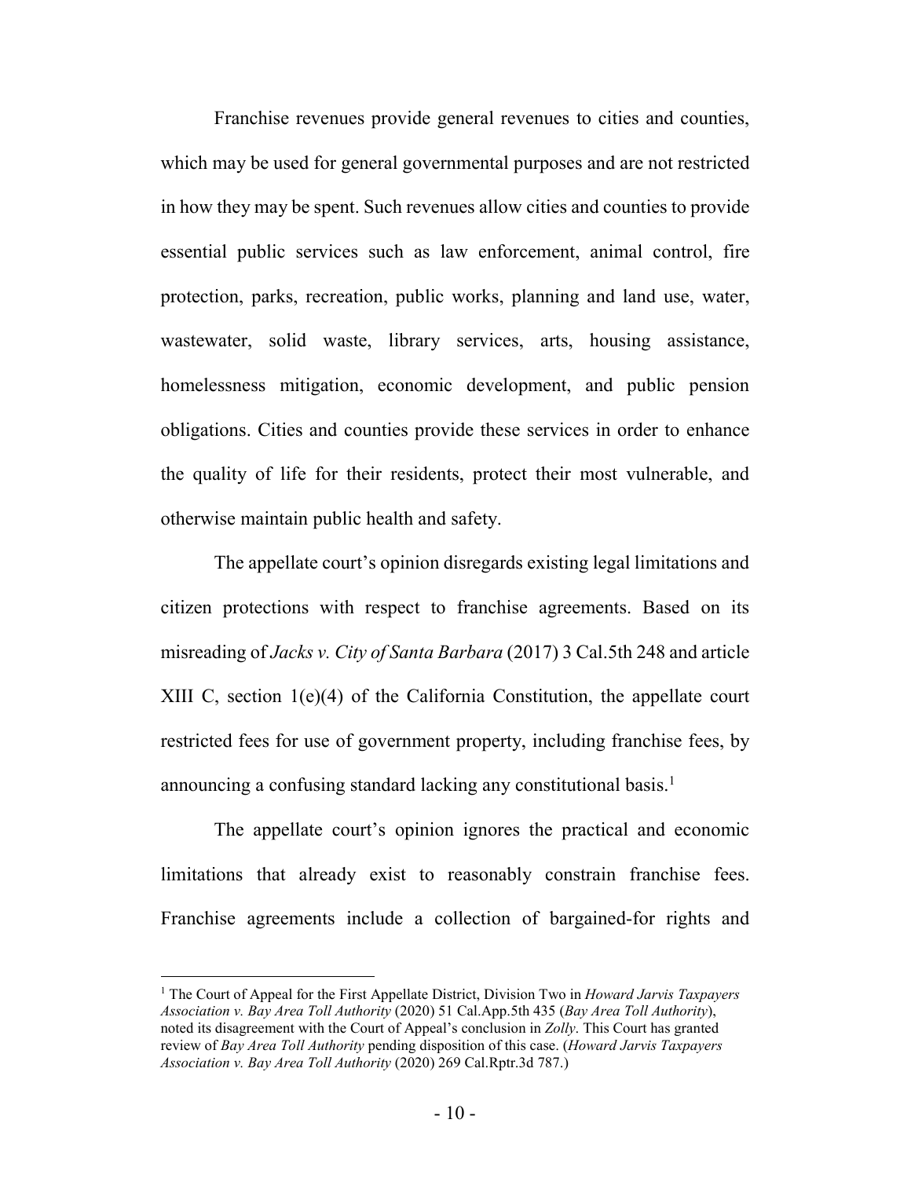Franchise revenues provide general revenues to cities and counties, which may be used for general governmental purposes and are not restricted in how they may be spent. Such revenues allow cities and counties to provide essential public services such as law enforcement, animal control, fire protection, parks, recreation, public works, planning and land use, water, wastewater, solid waste, library services, arts, housing assistance, homelessness mitigation, economic development, and public pension obligations. Cities and counties provide these services in order to enhance the quality of life for their residents, protect their most vulnerable, and otherwise maintain public health and safety.

The appellate court's opinion disregards existing legal limitations and citizen protections with respect to franchise agreements. Based on its misreading of *Jacks v. City of Santa Barbara* (2017) 3 Cal.5th 248 and article XIII C, section 1(e)(4) of the California Constitution, the appellate court restricted fees for use of government property, including franchise fees, by announcing a confusing standard lacking any constitutional basis.[1]

The appellate court's opinion ignores the practical and economic limitations that already exist to reasonably constrain franchise fees. Franchise agreements include a collection of bargained-for rights and

---

[1] The Court of Appeal for the First Appellate District, Division Two in *Howard Jarvis Taxpayers Association v. Bay Area Toll Authority* (2020) 51 Cal.App.5th 435 (*Bay Area Toll Authority*), noted its disagreement with the Court of Appeal's conclusion in *Zolly*. This Court has granted review of *Bay Area Toll Authority* pending disposition of this case. (*Howard Jarvis Taxpayers Association v. Bay Area Toll Authority* (2020) 269 Cal.Rptr.3d 787.)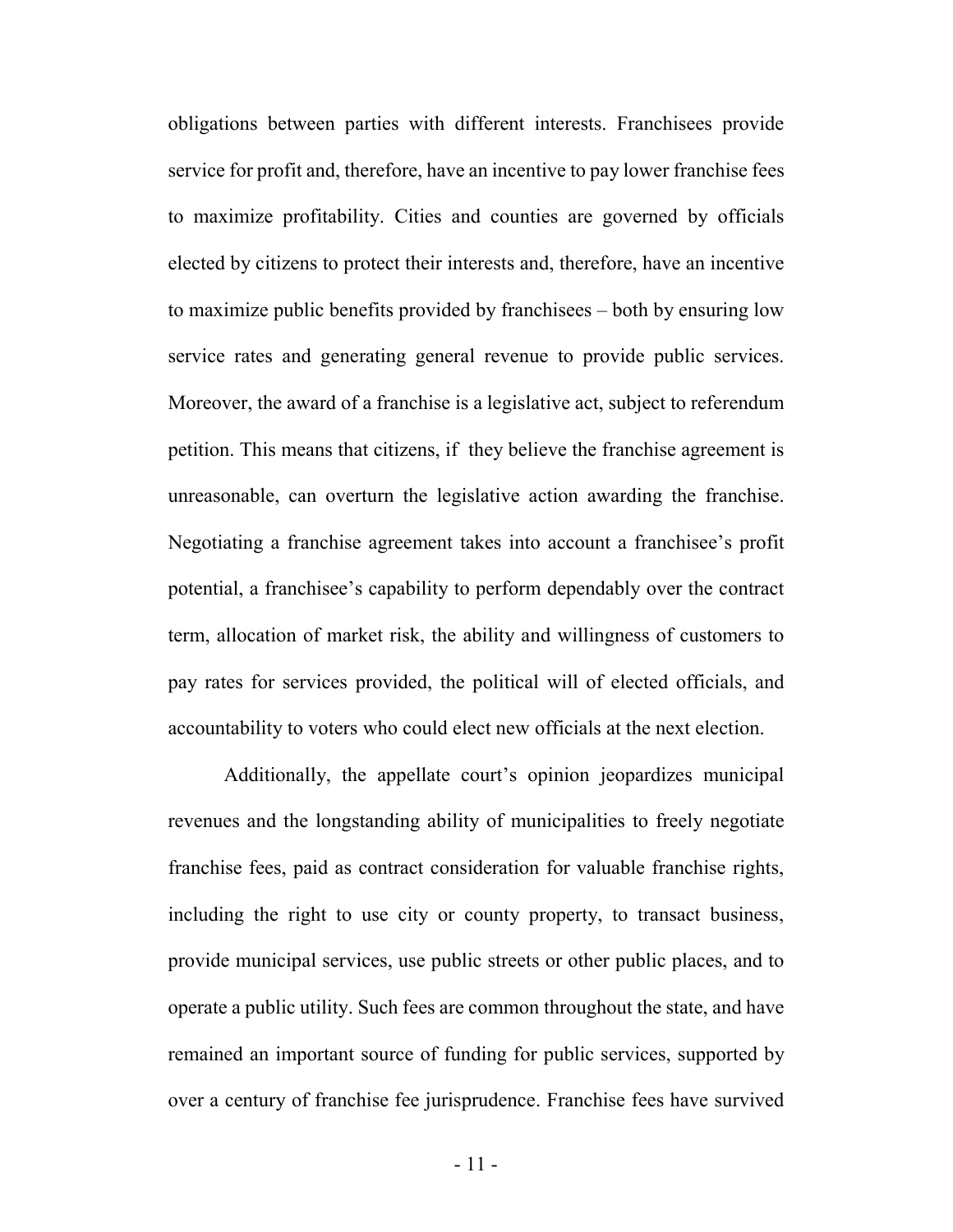obligations between parties with different interests. Franchisees provide service for profit and, therefore, have an incentive to pay lower franchise fees to maximize profitability. Cities and counties are governed by officials elected by citizens to protect their interests and, therefore, have an incentive to maximize public benefits provided by franchisees – both by ensuring low service rates and generating general revenue to provide public services. Moreover, the award of a franchise is a legislative act, subject to referendum petition. This means that citizens, if they believe the franchise agreement is unreasonable, can overturn the legislative action awarding the franchise. Negotiating a franchise agreement takes into account a franchisee's profit potential, a franchisee's capability to perform dependably over the contract term, allocation of market risk, the ability and willingness of customers to pay rates for services provided, the political will of elected officials, and accountability to voters who could elect new officials at the next election.

Additionally, the appellate court's opinion jeopardizes municipal revenues and the longstanding ability of municipalities to freely negotiate franchise fees, paid as contract consideration for valuable franchise rights, including the right to use city or county property, to transact business, provide municipal services, use public streets or other public places, and to operate a public utility. Such fees are common throughout the state, and have remained an important source of funding for public services, supported by over a century of franchise fee jurisprudence. Franchise fees have survived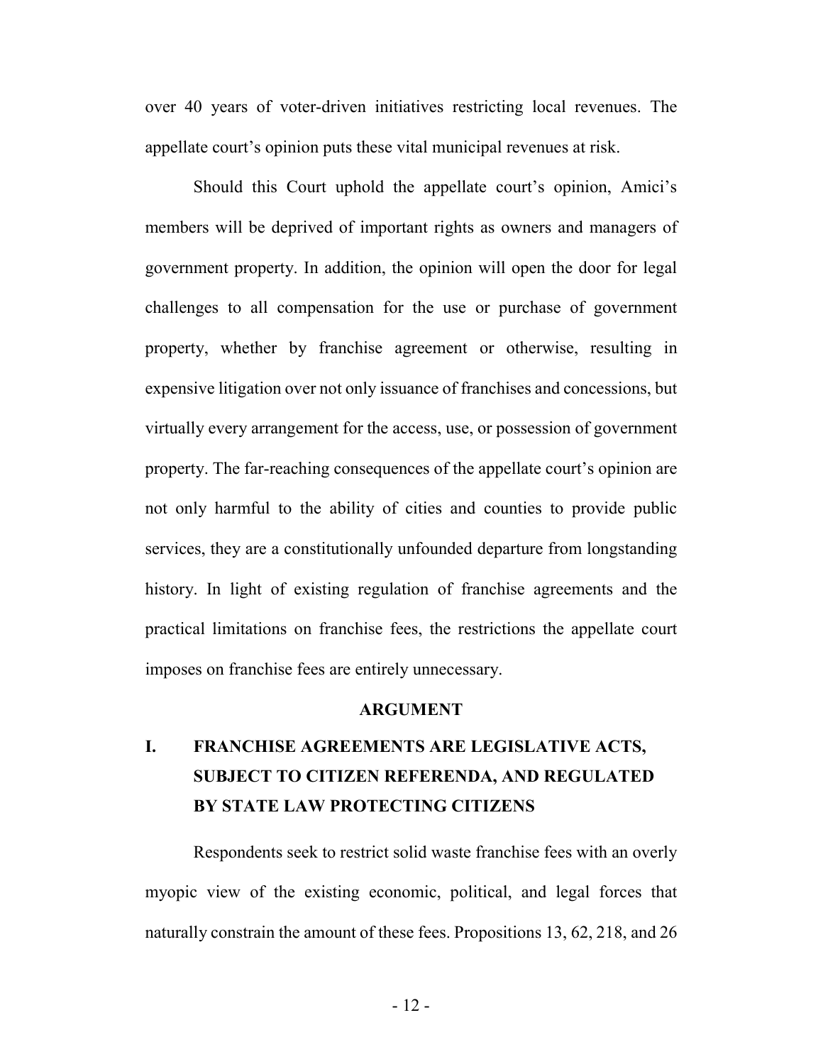over 40 years of voter-driven initiatives restricting local revenues. The appellate court's opinion puts these vital municipal revenues at risk.

Should this Court uphold the appellate court's opinion, Amici's members will be deprived of important rights as owners and managers of government property. In addition, the opinion will open the door for legal challenges to all compensation for the use or purchase of government property, whether by franchise agreement or otherwise, resulting in expensive litigation over not only issuance of franchises and concessions, but virtually every arrangement for the access, use, or possession of government property. The far-reaching consequences of the appellate court's opinion are not only harmful to the ability of cities and counties to provide public services, they are a constitutionally unfounded departure from longstanding history. In light of existing regulation of franchise agreements and the practical limitations on franchise fees, the restrictions the appellate court imposes on franchise fees are entirely unnecessary.

## ARGUMENT

### I. FRANCHISE AGREEMENTS ARE LEGISLATIVE ACTS, SUBJECT TO CITIZEN REFERENDA, AND REGULATED BY STATE LAW PROTECTING CITIZENS

Respondents seek to restrict solid waste franchise fees with an overly myopic view of the existing economic, political, and legal forces that naturally constrain the amount of these fees. Propositions 13, 62, 218, and 26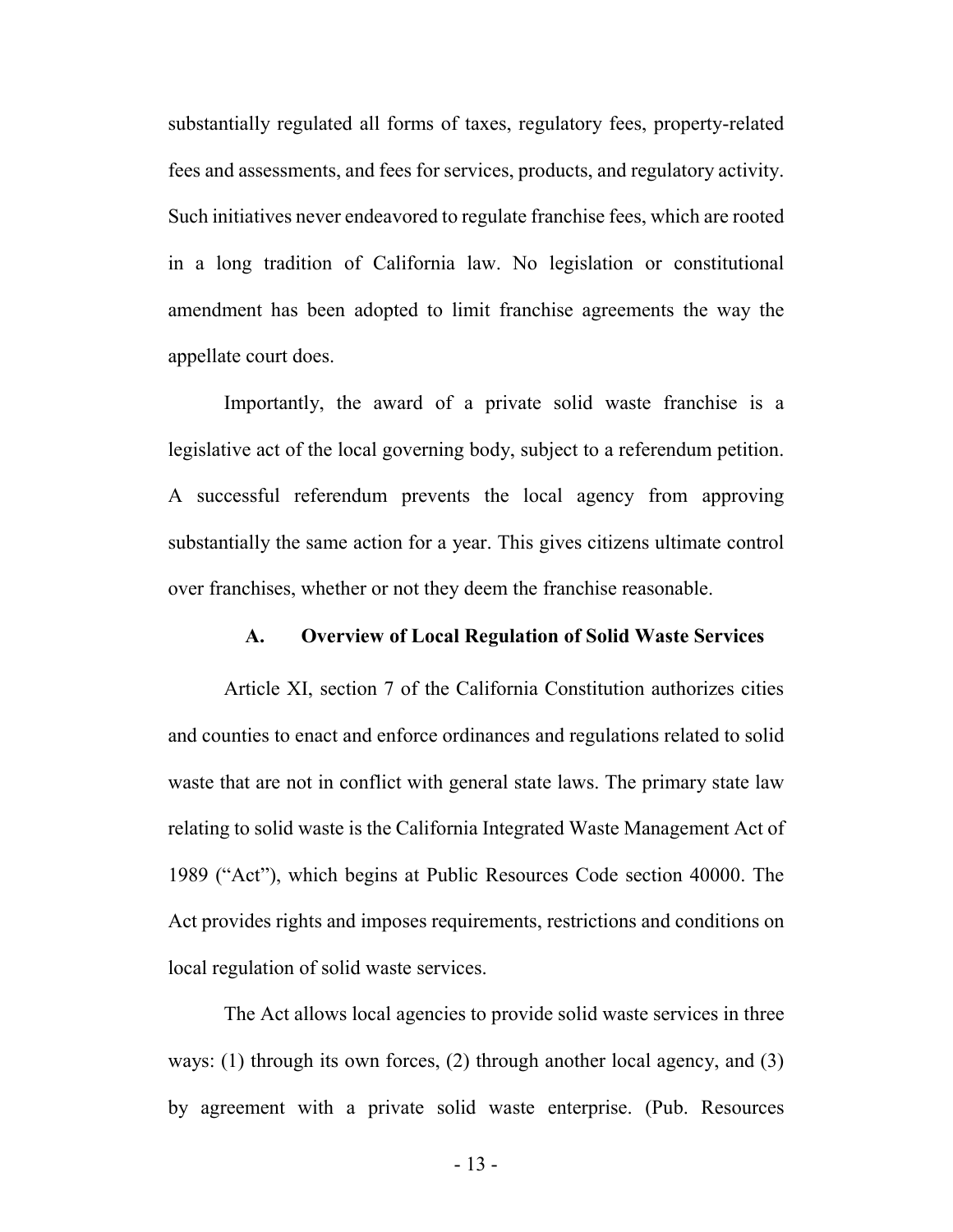substantially regulated all forms of taxes, regulatory fees, property-related fees and assessments, and fees for services, products, and regulatory activity. Such initiatives never endeavored to regulate franchise fees, which are rooted in a long tradition of California law. No legislation or constitutional amendment has been adopted to limit franchise agreements the way the appellate court does.

Importantly, the award of a private solid waste franchise is a legislative act of the local governing body, subject to a referendum petition. A successful referendum prevents the local agency from approving substantially the same action for a year. This gives citizens ultimate control over franchises, whether or not they deem the franchise reasonable.

### A. Overview of Local Regulation of Solid Waste Services

Article XI, section 7 of the California Constitution authorizes cities and counties to enact and enforce ordinances and regulations related to solid waste that are not in conflict with general state laws. The primary state law relating to solid waste is the California Integrated Waste Management Act of 1989 ("Act"), which begins at Public Resources Code section 40000. The Act provides rights and imposes requirements, restrictions and conditions on local regulation of solid waste services.

The Act allows local agencies to provide solid waste services in three ways: (1) through its own forces, (2) through another local agency, and (3) by agreement with a private solid waste enterprise. (Pub. Resources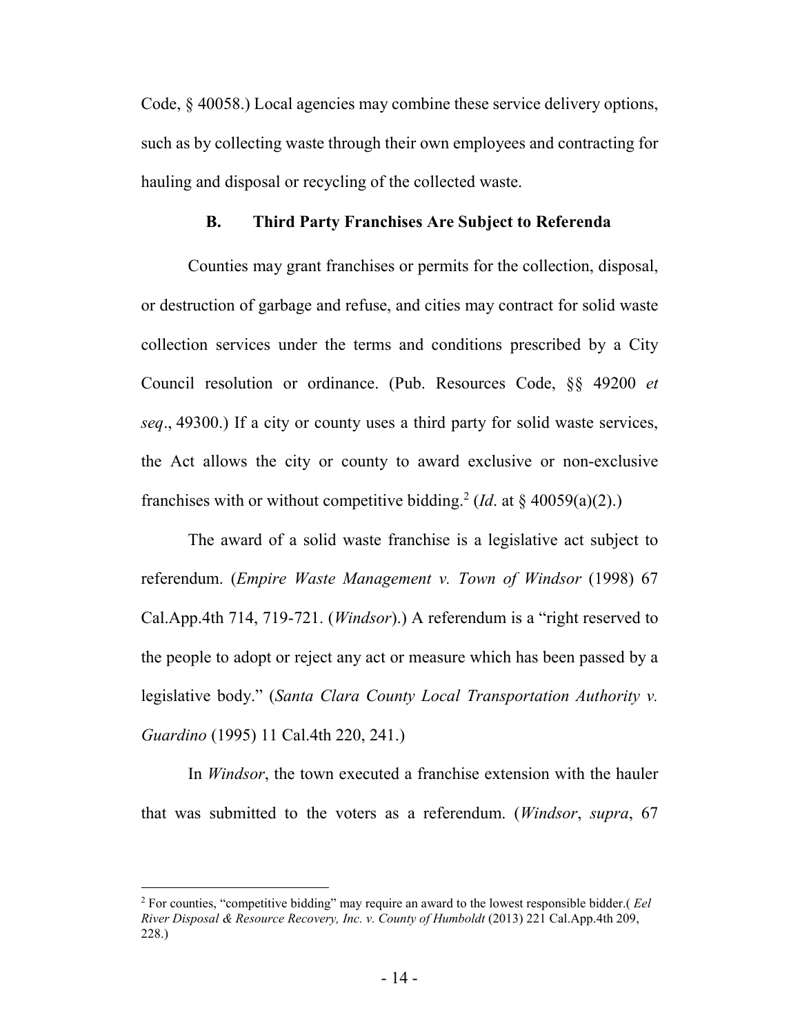Code, § 40058.) Local agencies may combine these service delivery options, such as by collecting waste through their own employees and contracting for hauling and disposal or recycling of the collected waste.

### B. Third Party Franchises Are Subject to Referenda

Counties may grant franchises or permits for the collection, disposal, or destruction of garbage and refuse, and cities may contract for solid waste collection services under the terms and conditions prescribed by a City Council resolution or ordinance. (Pub. Resources Code, §§ 49200 *et seq*., 49300.) If a city or county uses a third party for solid waste services, the Act allows the city or county to award exclusive or non-exclusive franchises with or without competitive bidding.[2] (*Id*. at § 40059(a)(2).)

The award of a solid waste franchise is a legislative act subject to referendum. (*Empire Waste Management v. Town of Windsor* (1998) 67 Cal.App.4th 714, 719-721. (*Windsor*).) A referendum is a "right reserved to the people to adopt or reject any act or measure which has been passed by a legislative body." (*Santa Clara County Local Transportation Authority v. Guardino* (1995) 11 Cal.4th 220, 241.)

In *Windsor*, the town executed a franchise extension with the hauler that was submitted to the voters as a referendum. (*Windsor*, *supra*, 67

[2] For counties, "competitive bidding" may require an award to the lowest responsible bidder.( *Eel River Disposal & Resource Recovery, Inc. v. County of Humboldt* (2013) 221 Cal.App.4th 209, 228.)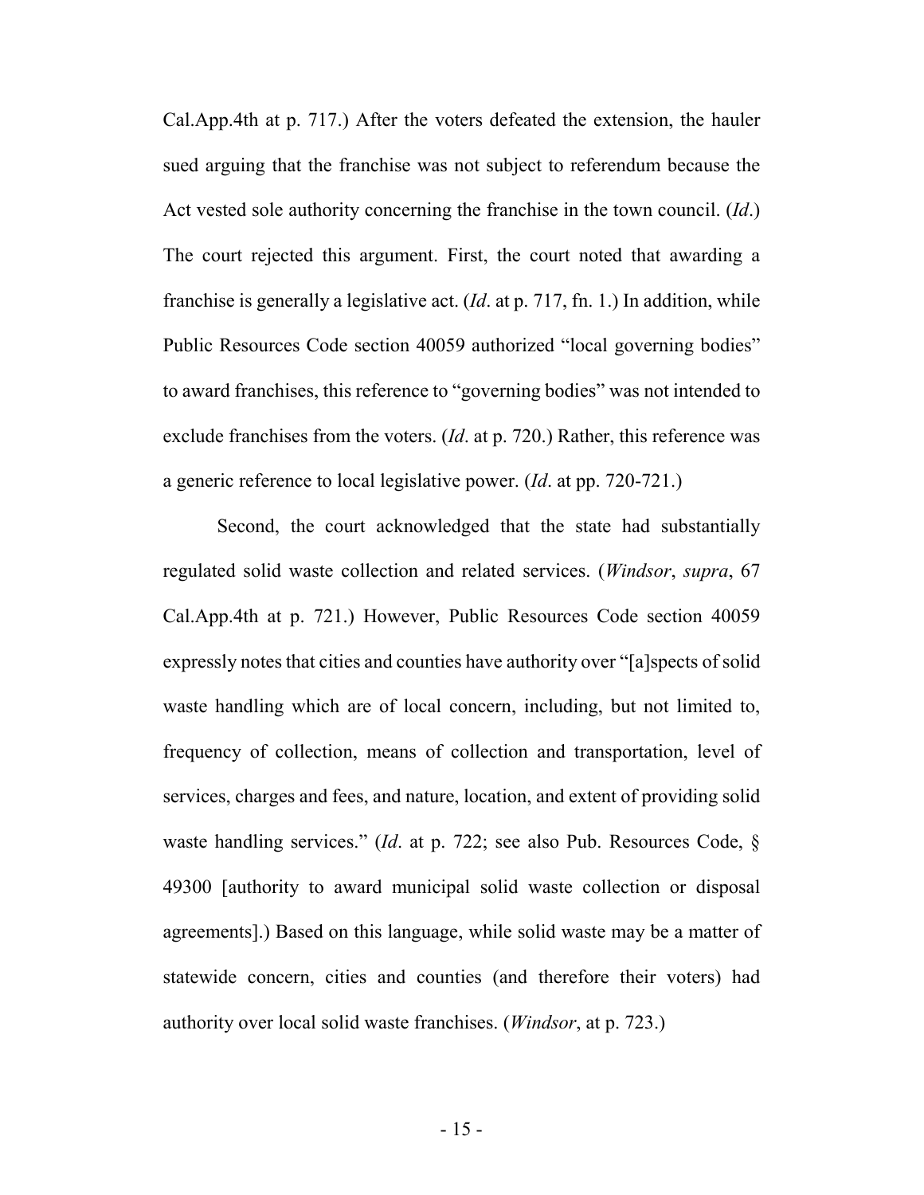Cal.App.4th at p. 717.) After the voters defeated the extension, the hauler sued arguing that the franchise was not subject to referendum because the Act vested sole authority concerning the franchise in the town council. (*Id*.) The court rejected this argument. First, the court noted that awarding a franchise is generally a legislative act. (*Id*. at p. 717, fn. 1.) In addition, while Public Resources Code section 40059 authorized "local governing bodies" to award franchises, this reference to "governing bodies" was not intended to exclude franchises from the voters. (*Id*. at p. 720.) Rather, this reference was a generic reference to local legislative power. (*Id*. at pp. 720-721.)

Second, the court acknowledged that the state had substantially regulated solid waste collection and related services. (*Windsor*, *supra*, 67 Cal.App.4th at p. 721.) However, Public Resources Code section 40059 expressly notes that cities and counties have authority over "[a]spects of solid waste handling which are of local concern, including, but not limited to, frequency of collection, means of collection and transportation, level of services, charges and fees, and nature, location, and extent of providing solid waste handling services." (*Id*. at p. 722; see also Pub. Resources Code, § 49300 [authority to award municipal solid waste collection or disposal agreements].) Based on this language, while solid waste may be a matter of statewide concern, cities and counties (and therefore their voters) had authority over local solid waste franchises. (*Windsor*, at p. 723.)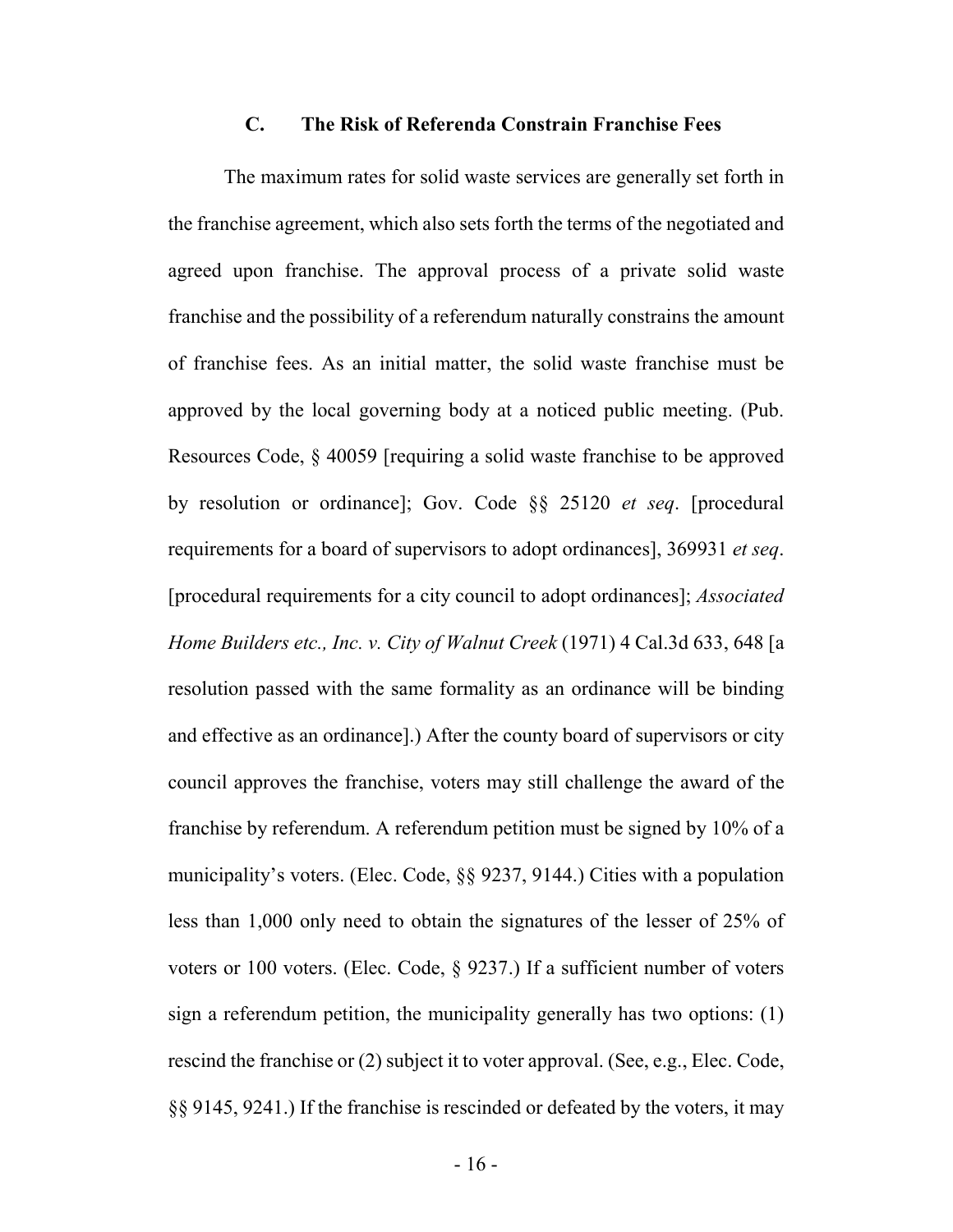### C. The Risk of Referenda Constrain Franchise Fees

The maximum rates for solid waste services are generally set forth in the franchise agreement, which also sets forth the terms of the negotiated and agreed upon franchise. The approval process of a private solid waste franchise and the possibility of a referendum naturally constrains the amount of franchise fees. As an initial matter, the solid waste franchise must be approved by the local governing body at a noticed public meeting. (Pub. Resources Code, § 40059 [requiring a solid waste franchise to be approved by resolution or ordinance]; Gov. Code §§ 25120 *et seq*. [procedural requirements for a board of supervisors to adopt ordinances], 369931 *et seq*. [procedural requirements for a city council to adopt ordinances]; *Associated Home Builders etc., Inc. v. City of Walnut Creek* (1971) 4 Cal.3d 633, 648 [a resolution passed with the same formality as an ordinance will be binding and effective as an ordinance].) After the county board of supervisors or city council approves the franchise, voters may still challenge the award of the franchise by referendum. A referendum petition must be signed by 10% of a municipality's voters. (Elec. Code, §§ 9237, 9144.) Cities with a population less than 1,000 only need to obtain the signatures of the lesser of 25% of voters or 100 voters. (Elec. Code, § 9237.) If a sufficient number of voters sign a referendum petition, the municipality generally has two options: (1) rescind the franchise or (2) subject it to voter approval. (See, e.g., Elec. Code, §§ 9145, 9241.) If the franchise is rescinded or defeated by the voters, it may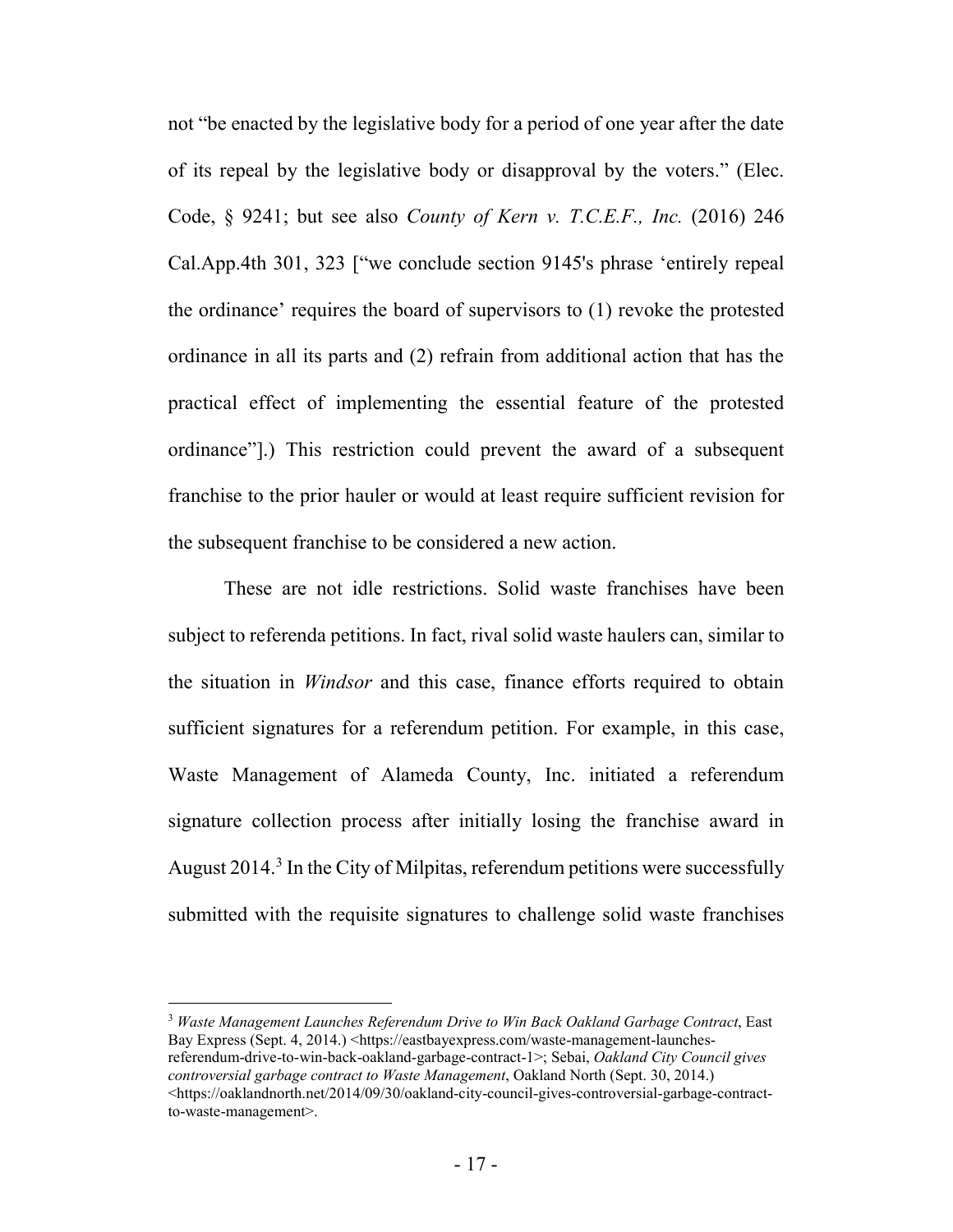not "be enacted by the legislative body for a period of one year after the date of its repeal by the legislative body or disapproval by the voters." (Elec. Code, § 9241; but see also *County of Kern v. T.C.E.F., Inc.* (2016) 246 Cal.App.4th 301, 323 ["we conclude section 9145's phrase 'entirely repeal the ordinance' requires the board of supervisors to (1) revoke the protested ordinance in all its parts and (2) refrain from additional action that has the practical effect of implementing the essential feature of the protested ordinance"].) This restriction could prevent the award of a subsequent franchise to the prior hauler or would at least require sufficient revision for the subsequent franchise to be considered a new action.

These are not idle restrictions. Solid waste franchises have been subject to referenda petitions. In fact, rival solid waste haulers can, similar to the situation in *Windsor* and this case, finance efforts required to obtain sufficient signatures for a referendum petition. For example, in this case, Waste Management of Alameda County, Inc. initiated a referendum signature collection process after initially losing the franchise award in August 2014.[3] In the City of Milpitas, referendum petitions were successfully submitted with the requisite signatures to challenge solid waste franchises

---

[3] *Waste Management Launches Referendum Drive to Win Back Oakland Garbage Contract*, East Bay Express (Sept. 4, 2014.) <https://eastbayexpress.com/waste-management-launches-referendum-drive-to-win-back-oakland-garbage-contract-1>; Sebai, *Oakland City Council gives controversial garbage contract to Waste Management*, Oakland North (Sept. 30, 2014.) <https://oaklandnorth.net/2014/09/30/oakland-city-council-gives-controversial-garbage-contract-to-waste-management>.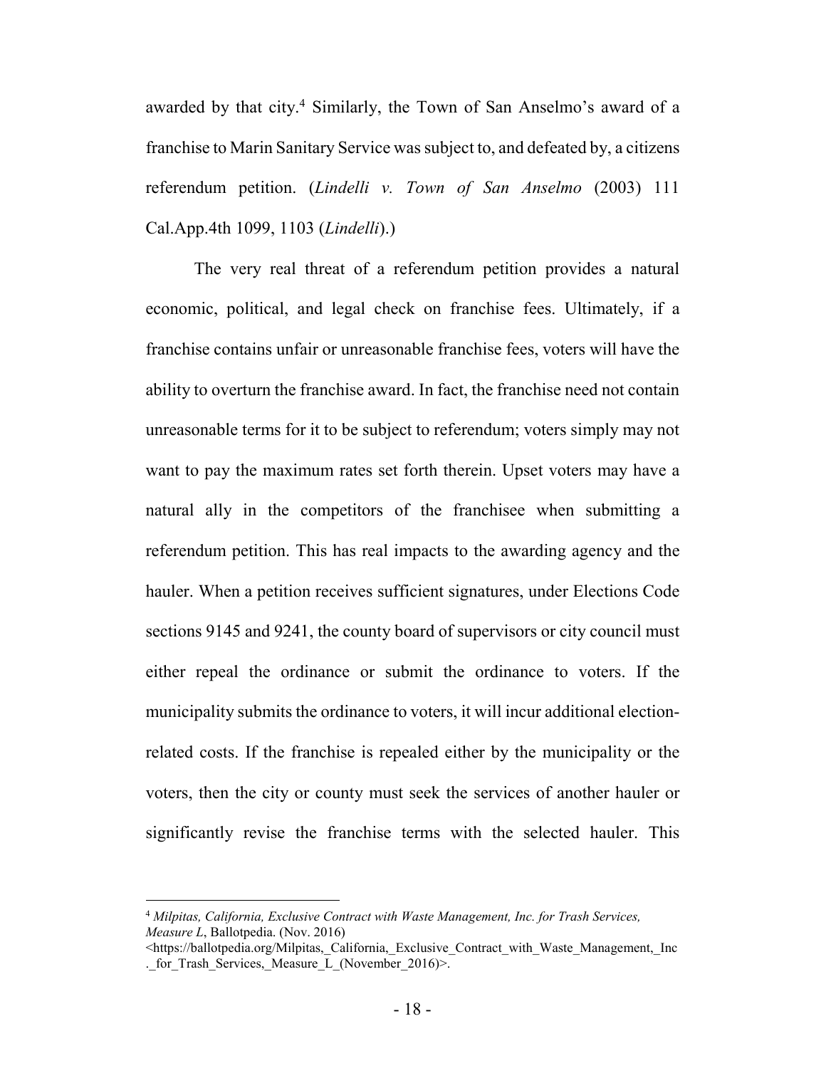awarded by that city.[4] Similarly, the Town of San Anselmo's award of a franchise to Marin Sanitary Service was subject to, and defeated by, a citizens referendum petition. (*Lindelli v. Town of San Anselmo* (2003) 111 Cal.App.4th 1099, 1103 (*Lindelli*).)

The very real threat of a referendum petition provides a natural economic, political, and legal check on franchise fees. Ultimately, if a franchise contains unfair or unreasonable franchise fees, voters will have the ability to overturn the franchise award. In fact, the franchise need not contain unreasonable terms for it to be subject to referendum; voters simply may not want to pay the maximum rates set forth therein. Upset voters may have a natural ally in the competitors of the franchisee when submitting a referendum petition. This has real impacts to the awarding agency and the hauler. When a petition receives sufficient signatures, under Elections Code sections 9145 and 9241, the county board of supervisors or city council must either repeal the ordinance or submit the ordinance to voters. If the municipality submits the ordinance to voters, it will incur additional election-related costs. If the franchise is repealed either by the municipality or the voters, then the city or county must seek the services of another hauler or significantly revise the franchise terms with the selected hauler. This

---

[4] *Milpitas, California, Exclusive Contract with Waste Management, Inc. for Trash Services, Measure L*, Ballotpedia. (Nov. 2016) <https://ballotpedia.org/Milpitas,_California,_Exclusive_Contract_with_Waste_Management,_Inc._for_Trash_Services,_Measure_L_(November_2016)>.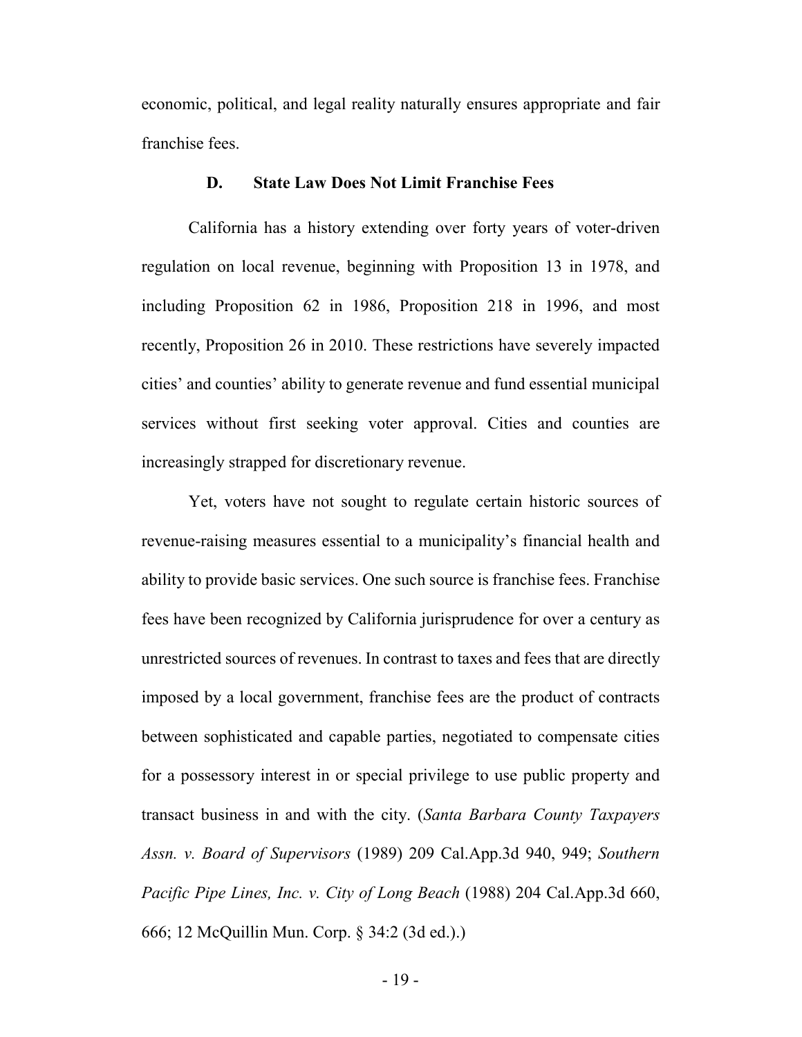economic, political, and legal reality naturally ensures appropriate and fair franchise fees.

### D. State Law Does Not Limit Franchise Fees

California has a history extending over forty years of voter-driven regulation on local revenue, beginning with Proposition 13 in 1978, and including Proposition 62 in 1986, Proposition 218 in 1996, and most recently, Proposition 26 in 2010. These restrictions have severely impacted cities' and counties' ability to generate revenue and fund essential municipal services without first seeking voter approval. Cities and counties are increasingly strapped for discretionary revenue.

Yet, voters have not sought to regulate certain historic sources of revenue-raising measures essential to a municipality's financial health and ability to provide basic services. One such source is franchise fees. Franchise fees have been recognized by California jurisprudence for over a century as unrestricted sources of revenues. In contrast to taxes and fees that are directly imposed by a local government, franchise fees are the product of contracts between sophisticated and capable parties, negotiated to compensate cities for a possessory interest in or special privilege to use public property and transact business in and with the city. (*Santa Barbara County Taxpayers Assn. v. Board of Supervisors* (1989) 209 Cal.App.3d 940, 949; *Southern Pacific Pipe Lines, Inc. v. City of Long Beach* (1988) 204 Cal.App.3d 660, 666; 12 McQuillin Mun. Corp. § 34:2 (3d ed.).)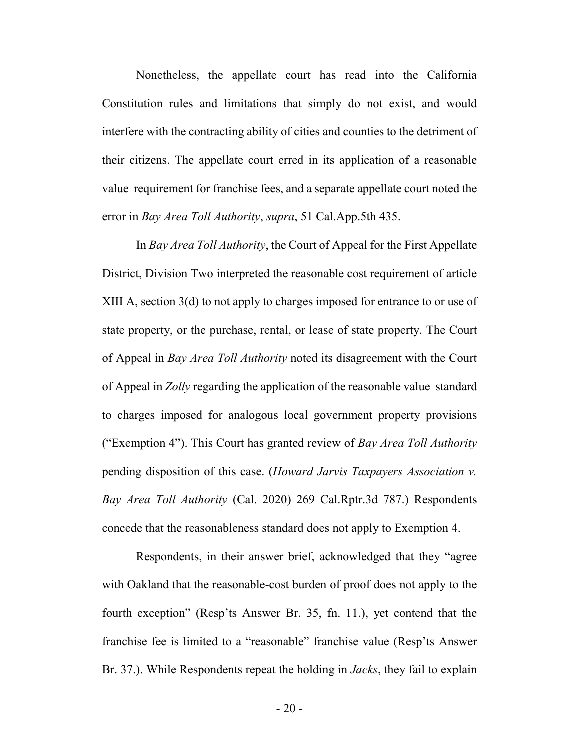Nonetheless, the appellate court has read into the California Constitution rules and limitations that simply do not exist, and would interfere with the contracting ability of cities and counties to the detriment of their citizens. The appellate court erred in its application of a reasonable value requirement for franchise fees, and a separate appellate court noted the error in *Bay Area Toll Authority*, *supra*, 51 Cal.App.5th 435.

In *Bay Area Toll Authority*, the Court of Appeal for the First Appellate District, Division Two interpreted the reasonable cost requirement of article XIII A, section 3(d) to <u>not</u> apply to charges imposed for entrance to or use of state property, or the purchase, rental, or lease of state property. The Court of Appeal in *Bay Area Toll Authority* noted its disagreement with the Court of Appeal in *Zolly* regarding the application of the reasonable value standard to charges imposed for analogous local government property provisions ("Exemption 4"). This Court has granted review of *Bay Area Toll Authority* pending disposition of this case. (*Howard Jarvis Taxpayers Association v. Bay Area Toll Authority* (Cal. 2020) 269 Cal.Rptr.3d 787.) Respondents concede that the reasonableness standard does not apply to Exemption 4.

Respondents, in their answer brief, acknowledged that they "agree with Oakland that the reasonable-cost burden of proof does not apply to the fourth exception" (Resp'ts Answer Br. 35, fn. 11.), yet contend that the franchise fee is limited to a "reasonable" franchise value (Resp'ts Answer Br. 37.). While Respondents repeat the holding in *Jacks*, they fail to explain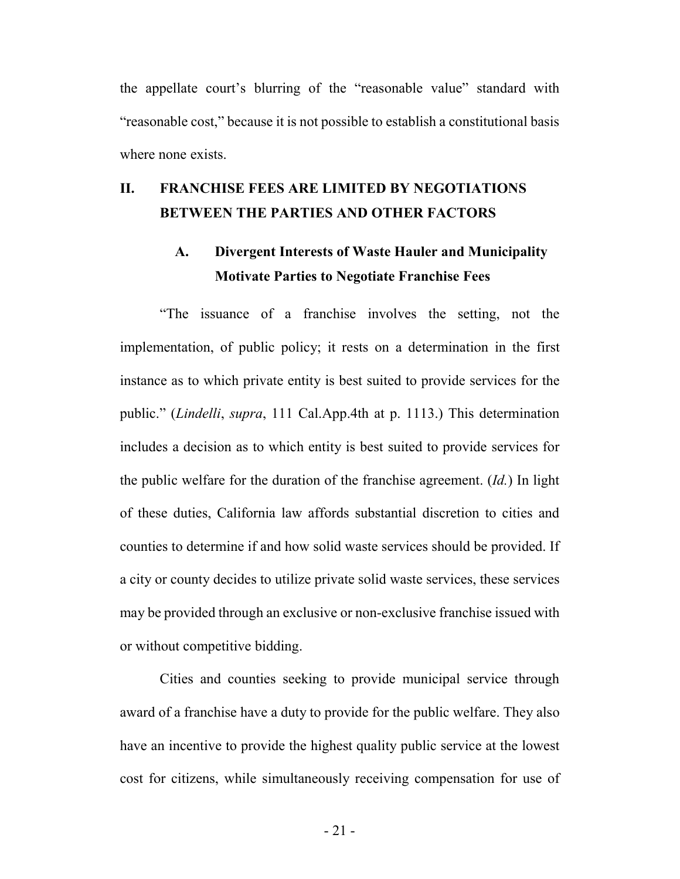the appellate court's blurring of the "reasonable value" standard with "reasonable cost," because it is not possible to establish a constitutional basis where none exists.

## II. FRANCHISE FEES ARE LIMITED BY NEGOTIATIONS BETWEEN THE PARTIES AND OTHER FACTORS

### A. Divergent Interests of Waste Hauler and Municipality Motivate Parties to Negotiate Franchise Fees

"The issuance of a franchise involves the setting, not the implementation, of public policy; it rests on a determination in the first instance as to which private entity is best suited to provide services for the public." (*Lindelli*, *supra*, 111 Cal.App.4th at p. 1113.) This determination includes a decision as to which entity is best suited to provide services for the public welfare for the duration of the franchise agreement. (*Id.*) In light of these duties, California law affords substantial discretion to cities and counties to determine if and how solid waste services should be provided. If a city or county decides to utilize private solid waste services, these services may be provided through an exclusive or non-exclusive franchise issued with or without competitive bidding.

Cities and counties seeking to provide municipal service through award of a franchise have a duty to provide for the public welfare. They also have an incentive to provide the highest quality public service at the lowest cost for citizens, while simultaneously receiving compensation for use of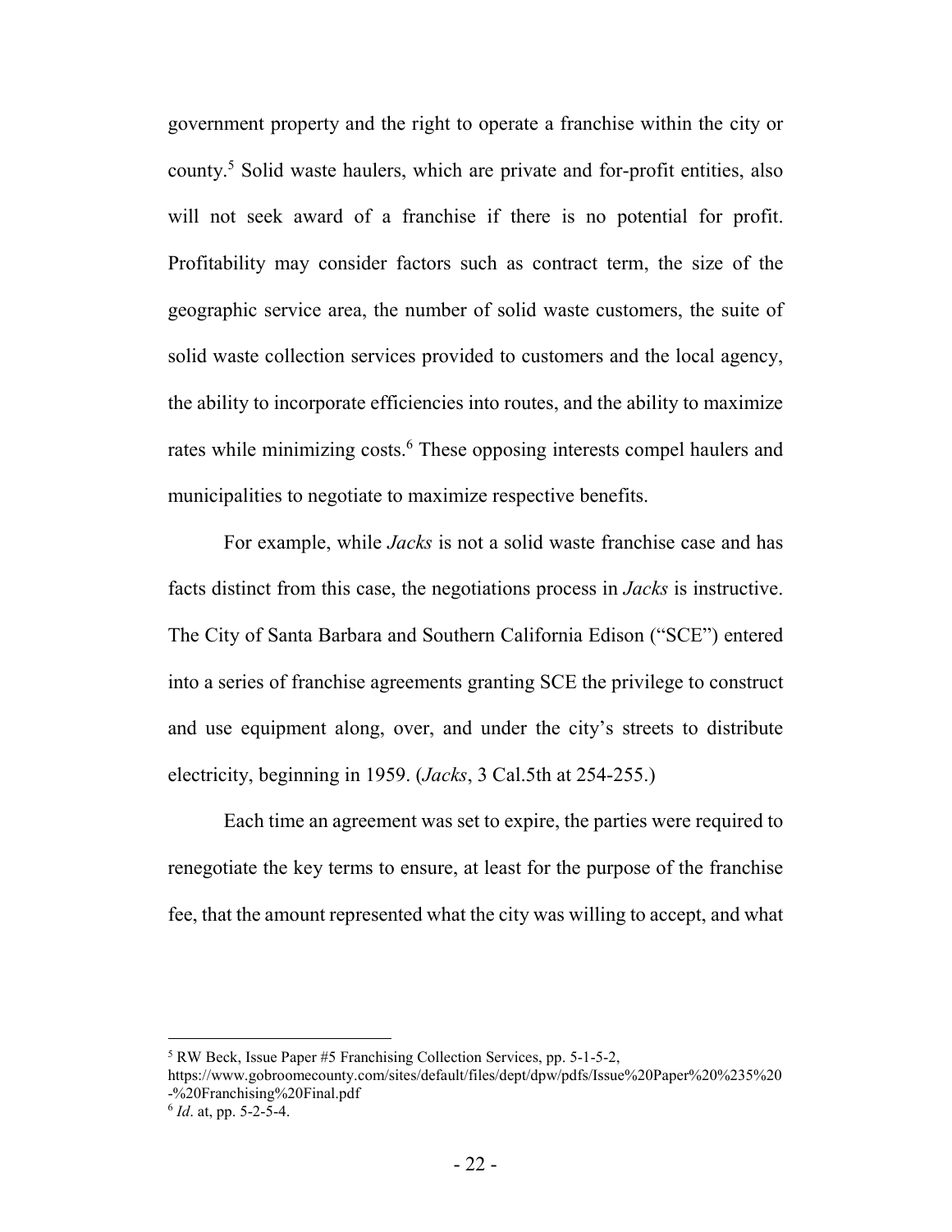government property and the right to operate a franchise within the city or county.[5] Solid waste haulers, which are private and for-profit entities, also will not seek award of a franchise if there is no potential for profit. Profitability may consider factors such as contract term, the size of the geographic service area, the number of solid waste customers, the suite of solid waste collection services provided to customers and the local agency, the ability to incorporate efficiencies into routes, and the ability to maximize rates while minimizing costs.[6] These opposing interests compel haulers and municipalities to negotiate to maximize respective benefits.

For example, while *Jacks* is not a solid waste franchise case and has facts distinct from this case, the negotiations process in *Jacks* is instructive. The City of Santa Barbara and Southern California Edison ("SCE") entered into a series of franchise agreements granting SCE the privilege to construct and use equipment along, over, and under the city's streets to distribute electricity, beginning in 1959. (*Jacks*, 3 Cal.5th at 254-255.)

Each time an agreement was set to expire, the parties were required to renegotiate the key terms to ensure, at least for the purpose of the franchise fee, that the amount represented what the city was willing to accept, and what

---

[5] RW Beck, Issue Paper #5 Franchising Collection Services, pp. 5-1-5-2, https://www.gobroomecounty.com/sites/default/files/dept/dpw/pdfs/Issue%20Paper%20%235%20-%20Franchising%20Final.pdf

[6] *Id*. at, pp. 5-2-5-4.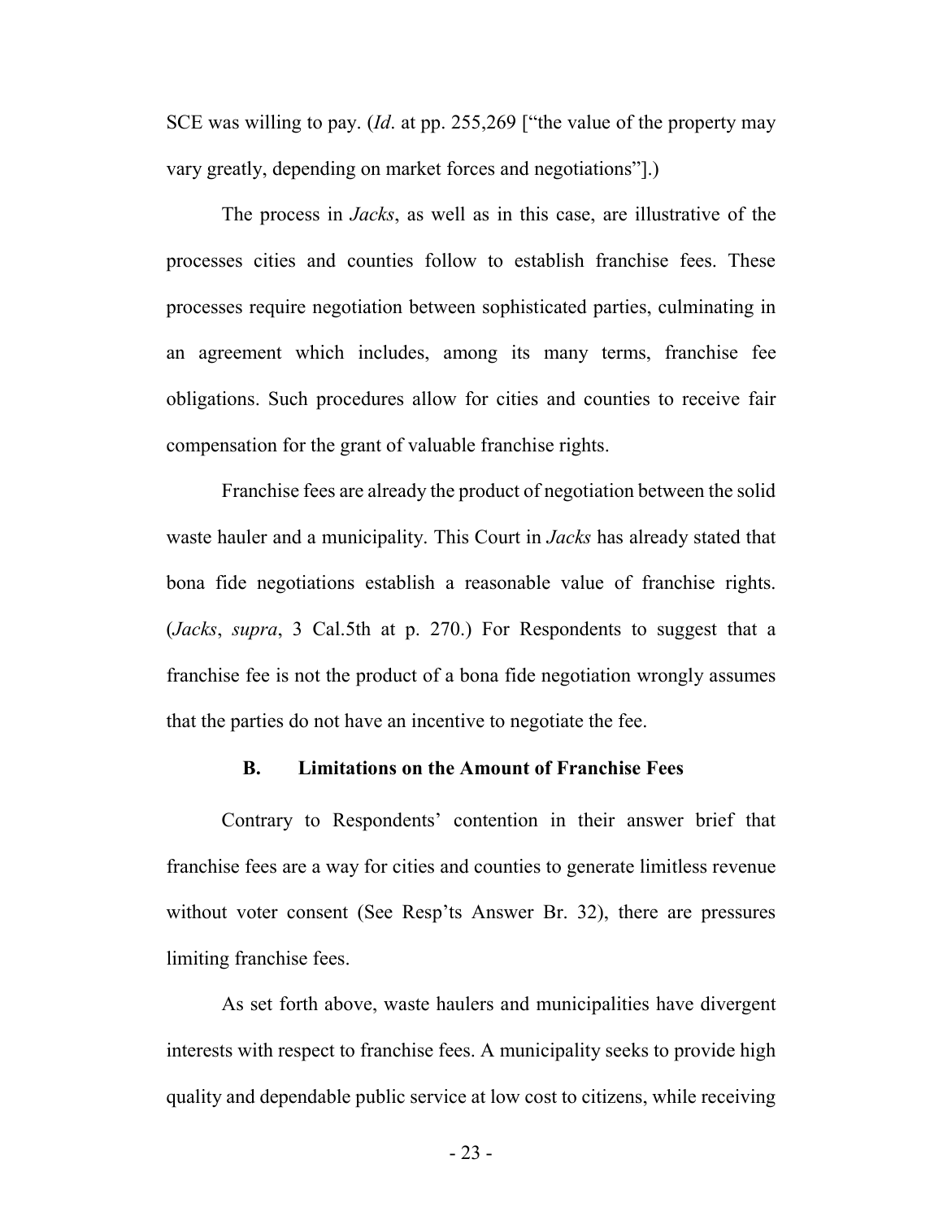SCE was willing to pay. (*Id*. at pp. 255,269 ["the value of the property may vary greatly, depending on market forces and negotiations"].)

The process in *Jacks*, as well as in this case, are illustrative of the processes cities and counties follow to establish franchise fees. These processes require negotiation between sophisticated parties, culminating in an agreement which includes, among its many terms, franchise fee obligations. Such procedures allow for cities and counties to receive fair compensation for the grant of valuable franchise rights.

Franchise fees are already the product of negotiation between the solid waste hauler and a municipality. This Court in *Jacks* has already stated that bona fide negotiations establish a reasonable value of franchise rights. (*Jacks*, *supra*, 3 Cal.5th at p. 270.) For Respondents to suggest that a franchise fee is not the product of a bona fide negotiation wrongly assumes that the parties do not have an incentive to negotiate the fee.

### B. Limitations on the Amount of Franchise Fees

Contrary to Respondents' contention in their answer brief that franchise fees are a way for cities and counties to generate limitless revenue without voter consent (See Resp'ts Answer Br. 32), there are pressures limiting franchise fees.

As set forth above, waste haulers and municipalities have divergent interests with respect to franchise fees. A municipality seeks to provide high quality and dependable public service at low cost to citizens, while receiving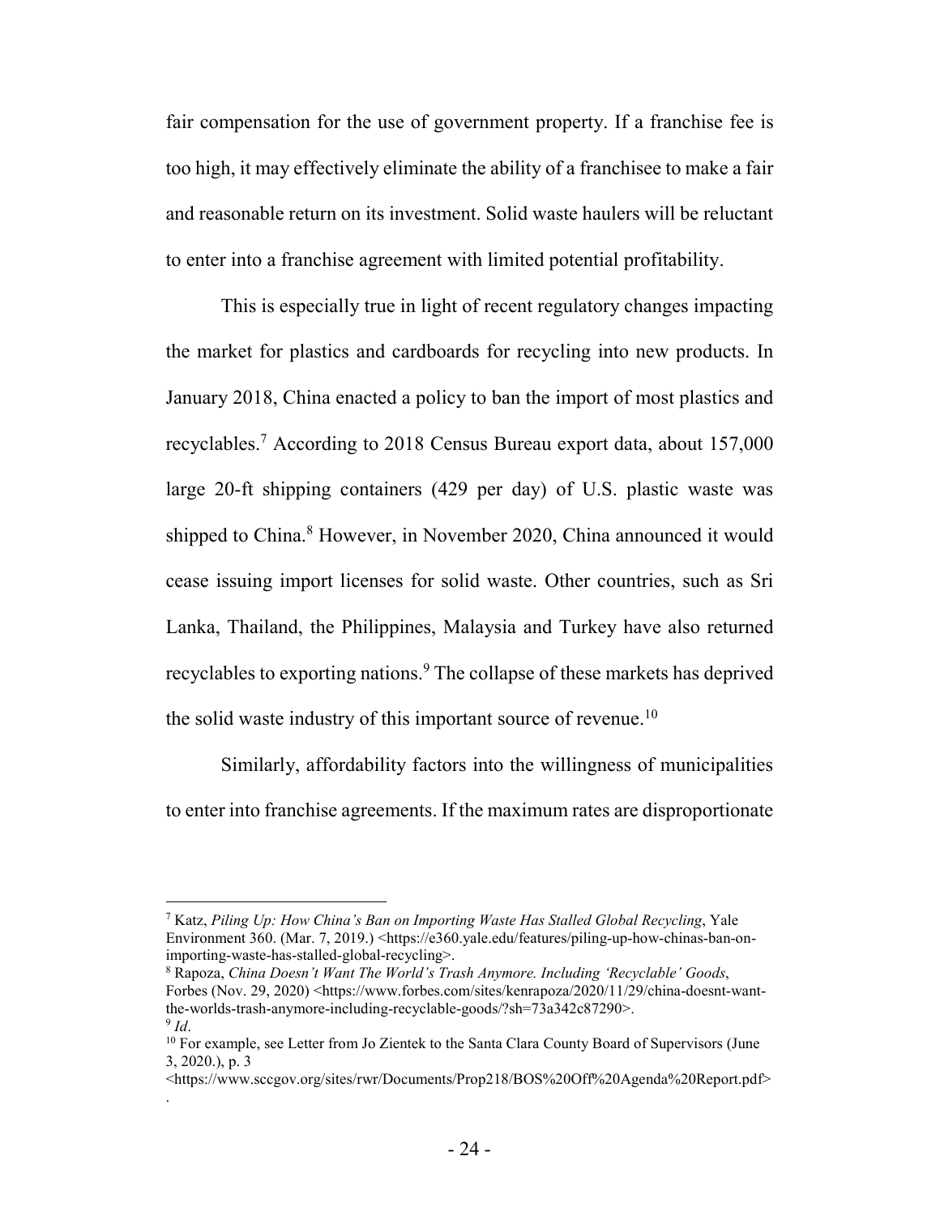fair compensation for the use of government property. If a franchise fee is too high, it may effectively eliminate the ability of a franchisee to make a fair and reasonable return on its investment. Solid waste haulers will be reluctant to enter into a franchise agreement with limited potential profitability.

This is especially true in light of recent regulatory changes impacting the market for plastics and cardboards for recycling into new products. In January 2018, China enacted a policy to ban the import of most plastics and recyclables.[7] According to 2018 Census Bureau export data, about 157,000 large 20-ft shipping containers (429 per day) of U.S. plastic waste was shipped to China.[8] However, in November 2020, China announced it would cease issuing import licenses for solid waste. Other countries, such as Sri Lanka, Thailand, the Philippines, Malaysia and Turkey have also returned recyclables to exporting nations.[9] The collapse of these markets has deprived the solid waste industry of this important source of revenue.[10]

Similarly, affordability factors into the willingness of municipalities to enter into franchise agreements. If the maximum rates are disproportionate

---

[7] Katz, *Piling Up: How China's Ban on Importing Waste Has Stalled Global Recycling*, Yale Environment 360. (Mar. 7, 2019.) <https://e360.yale.edu/features/piling-up-how-chinas-ban-on-importing-waste-has-stalled-global-recycling>.

[8] Rapoza, *China Doesn't Want The World's Trash Anymore. Including 'Recyclable' Goods*, Forbes (Nov. 29, 2020) <https://www.forbes.com/sites/kenrapoza/2020/11/29/china-doesnt-want-the-worlds-trash-anymore-including-recyclable-goods/?sh=73a342c87290>.

[9] *Id*.

[10] For example, see Letter from Jo Zientek to the Santa Clara County Board of Supervisors (June 3, 2020.), p. 3 <https://www.sccgov.org/sites/rwr/Documents/Prop218/BOS%20Off%20Agenda%20Report.pdf>.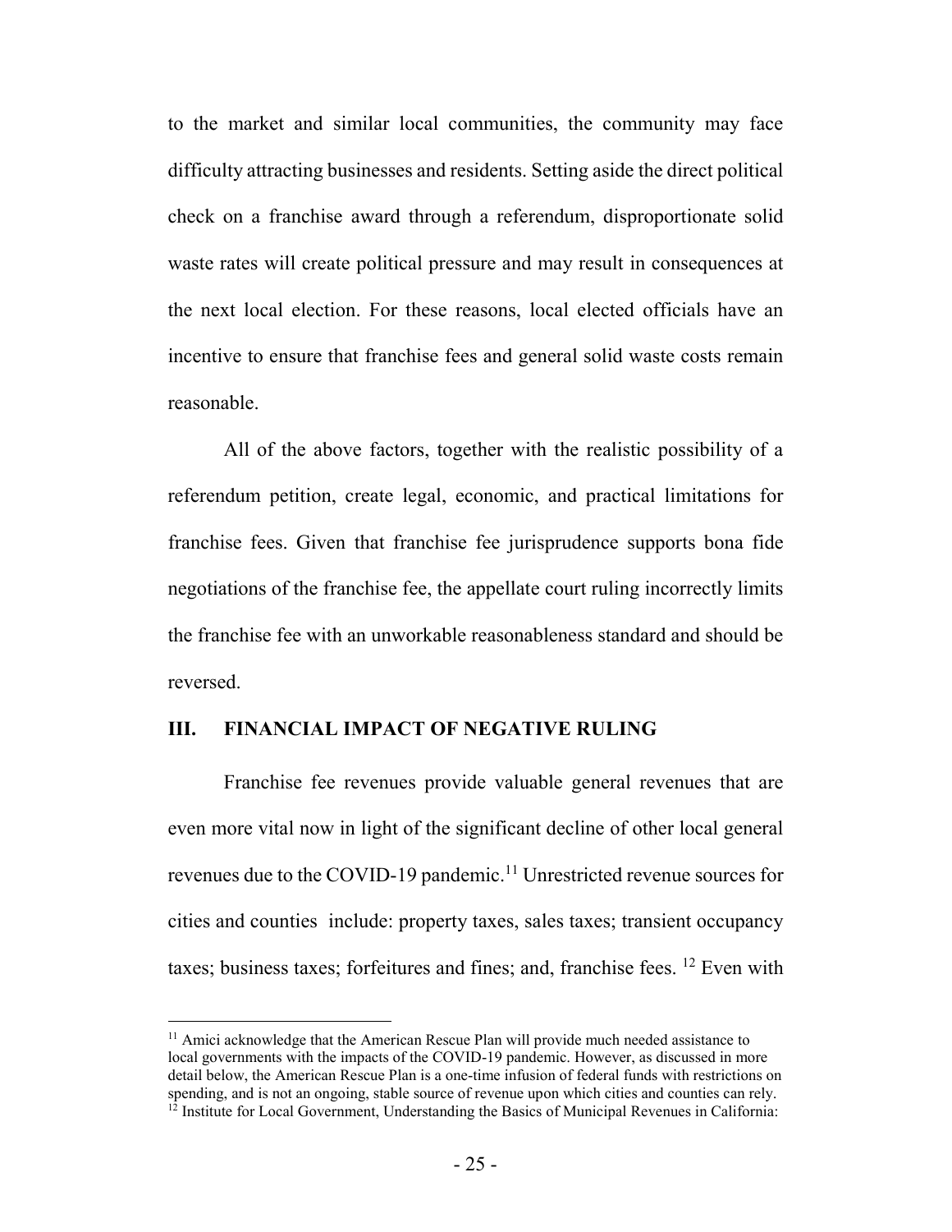to the market and similar local communities, the community may face difficulty attracting businesses and residents. Setting aside the direct political check on a franchise award through a referendum, disproportionate solid waste rates will create political pressure and may result in consequences at the next local election. For these reasons, local elected officials have an incentive to ensure that franchise fees and general solid waste costs remain reasonable.

All of the above factors, together with the realistic possibility of a referendum petition, create legal, economic, and practical limitations for franchise fees. Given that franchise fee jurisprudence supports bona fide negotiations of the franchise fee, the appellate court ruling incorrectly limits the franchise fee with an unworkable reasonableness standard and should be reversed.

## III. FINANCIAL IMPACT OF NEGATIVE RULING

Franchise fee revenues provide valuable general revenues that are even more vital now in light of the significant decline of other local general revenues due to the COVID-19 pandemic.[11] Unrestricted revenue sources for cities and counties include: property taxes, sales taxes; transient occupancy taxes; business taxes; forfeitures and fines; and, franchise fees. [12] Even with

---

[11] Amici acknowledge that the American Rescue Plan will provide much needed assistance to local governments with the impacts of the COVID-19 pandemic. However, as discussed in more detail below, the American Rescue Plan is a one-time infusion of federal funds with restrictions on spending, and is not an ongoing, stable source of revenue upon which cities and counties can rely.

[12] Institute for Local Government, Understanding the Basics of Municipal Revenues in California: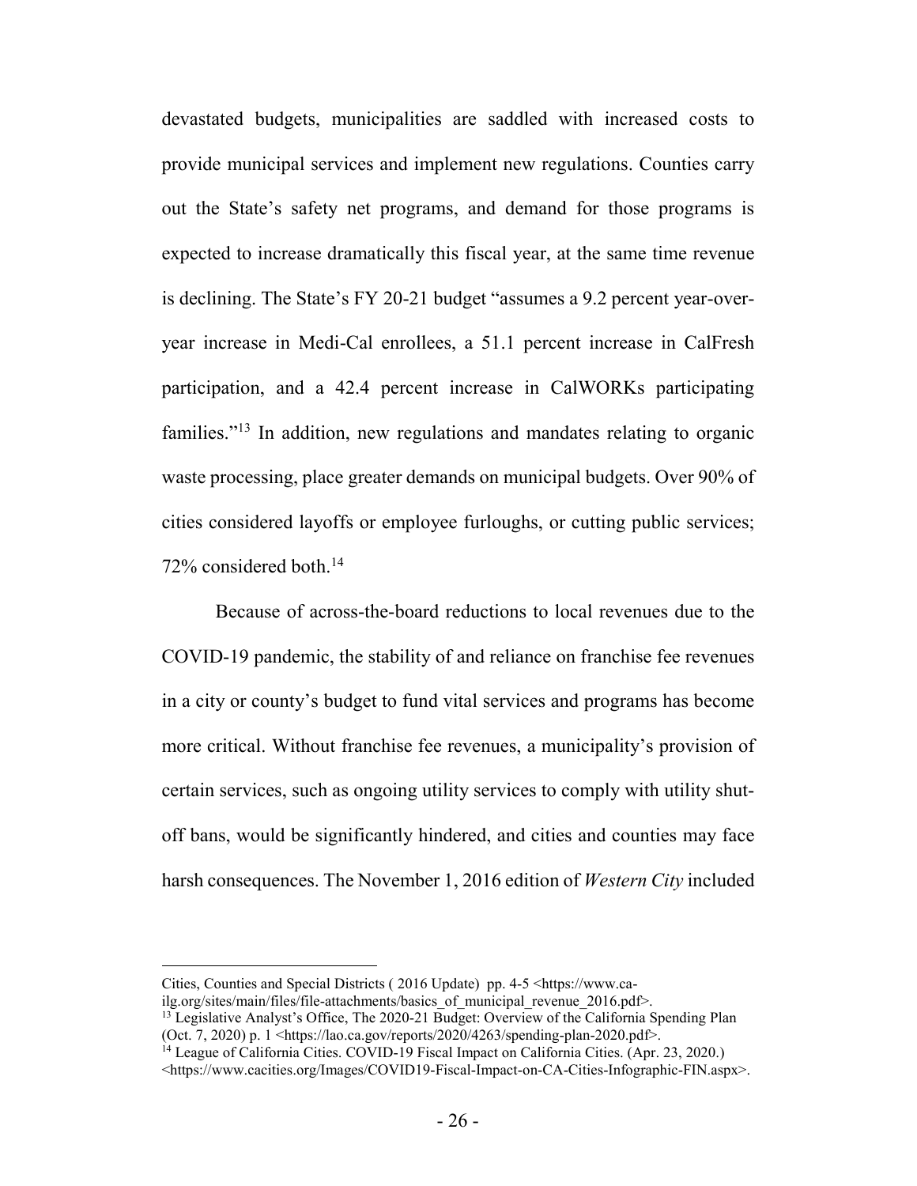devastated budgets, municipalities are saddled with increased costs to provide municipal services and implement new regulations. Counties carry out the State's safety net programs, and demand for those programs is expected to increase dramatically this fiscal year, at the same time revenue is declining. The State's FY 20-21 budget "assumes a 9.2 percent year-over-year increase in Medi-Cal enrollees, a 51.1 percent increase in CalFresh participation, and a 42.4 percent increase in CalWORKs participating families."[13] In addition, new regulations and mandates relating to organic waste processing, place greater demands on municipal budgets. Over 90% of cities considered layoffs or employee furloughs, or cutting public services; 72% considered both.[14]

Because of across-the-board reductions to local revenues due to the COVID-19 pandemic, the stability of and reliance on franchise fee revenues in a city or county's budget to fund vital services and programs has become more critical. Without franchise fee revenues, a municipality's provision of certain services, such as ongoing utility services to comply with utility shut-off bans, would be significantly hindered, and cities and counties may face harsh consequences. The November 1, 2016 edition of *Western City* included

---

Cities, Counties and Special Districts ( 2016 Update) pp. 4-5 <https://www.ca-ilg.org/sites/main/files/file-attachments/basics_of_municipal_revenue_2016.pdf>.

[13] Legislative Analyst's Office, The 2020-21 Budget: Overview of the California Spending Plan (Oct. 7, 2020) p. 1 <https://lao.ca.gov/reports/2020/4263/spending-plan-2020.pdf>.

[14] League of California Cities. COVID-19 Fiscal Impact on California Cities. (Apr. 23, 2020.) <https://www.cacities.org/Images/COVID19-Fiscal-Impact-on-CA-Cities-Infographic-FIN.aspx>.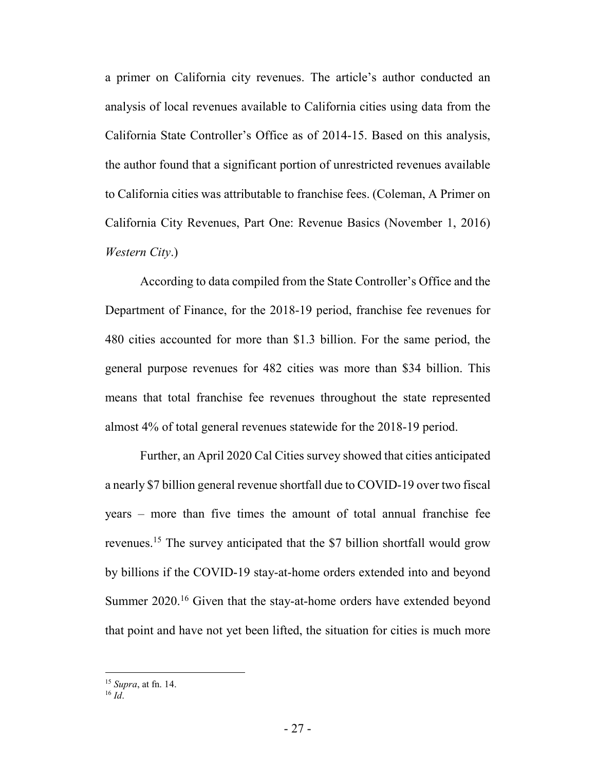a primer on California city revenues. The article's author conducted an analysis of local revenues available to California cities using data from the California State Controller's Office as of 2014-15. Based on this analysis, the author found that a significant portion of unrestricted revenues available to California cities was attributable to franchise fees. (Coleman, A Primer on California City Revenues, Part One: Revenue Basics (November 1, 2016) *Western City*.)

According to data compiled from the State Controller's Office and the Department of Finance, for the 2018-19 period, franchise fee revenues for 480 cities accounted for more than $1.3 billion. For the same period, the general purpose revenues for 482 cities was more than $34 billion. This means that total franchise fee revenues throughout the state represented almost 4% of total general revenues statewide for the 2018-19 period.

Further, an April 2020 Cal Cities survey showed that cities anticipated a nearly $7 billion general revenue shortfall due to COVID-19 over two fiscal years – more than five times the amount of total annual franchise fee revenues.[15] The survey anticipated that the $7 billion shortfall would grow by billions if the COVID-19 stay-at-home orders extended into and beyond Summer 2020.[16] Given that the stay-at-home orders have extended beyond that point and have not yet been lifted, the situation for cities is much more

---

[15] *Supra*, at fn. 14.

[16] *Id*.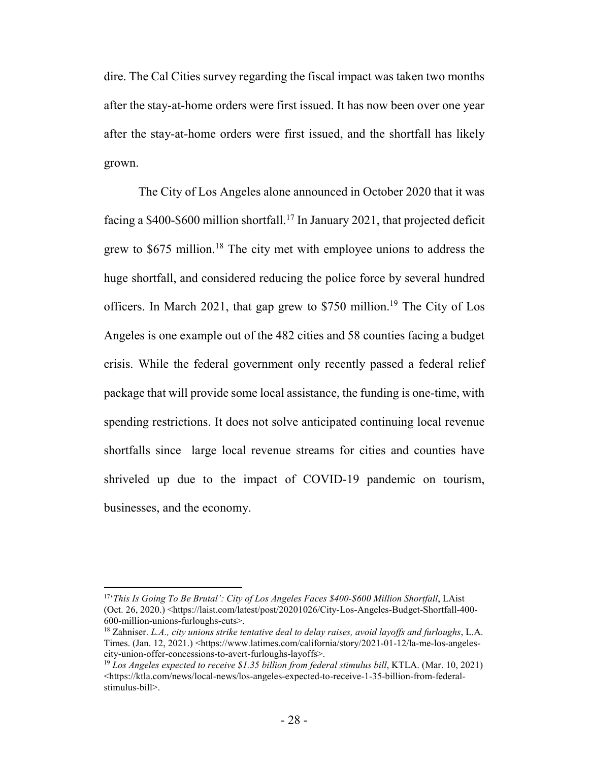dire. The Cal Cities survey regarding the fiscal impact was taken two months after the stay-at-home orders were first issued. It has now been over one year after the stay-at-home orders were first issued, and the shortfall has likely grown.

The City of Los Angeles alone announced in October 2020 that it was facing a $400-$600 million shortfall.[17] In January 2021, that projected deficit grew to $675 million.[18] The city met with employee unions to address the huge shortfall, and considered reducing the police force by several hundred officers. In March 2021, that gap grew to $750 million.[19] The City of Los Angeles is one example out of the 482 cities and 58 counties facing a budget crisis. While the federal government only recently passed a federal relief package that will provide some local assistance, the funding is one-time, with spending restrictions. It does not solve anticipated continuing local revenue shortfalls since large local revenue streams for cities and counties have shriveled up due to the impact of COVID-19 pandemic on tourism, businesses, and the economy.

---

[17] '*This Is Going To Be Brutal': City of Los Angeles Faces $400-$600 Million Shortfall*, LAist (Oct. 26, 2020.) <https://laist.com/latest/post/20201026/City-Los-Angeles-Budget-Shortfall-400-600-million-unions-furloughs-cuts>.

[18] Zahniser. *L.A., city unions strike tentative deal to delay raises, avoid layoffs and furloughs*, L.A. Times. (Jan. 12, 2021.) <https://www.latimes.com/california/story/2021-01-12/la-me-los-angeles-city-union-offer-concessions-to-avert-furloughs-layoffs>.

[19] *Los Angeles expected to receive $1.35 billion from federal stimulus bill*, KTLA. (Mar. 10, 2021) <https://ktla.com/news/local-news/los-angeles-expected-to-receive-1-35-billion-from-federal-stimulus-bill>.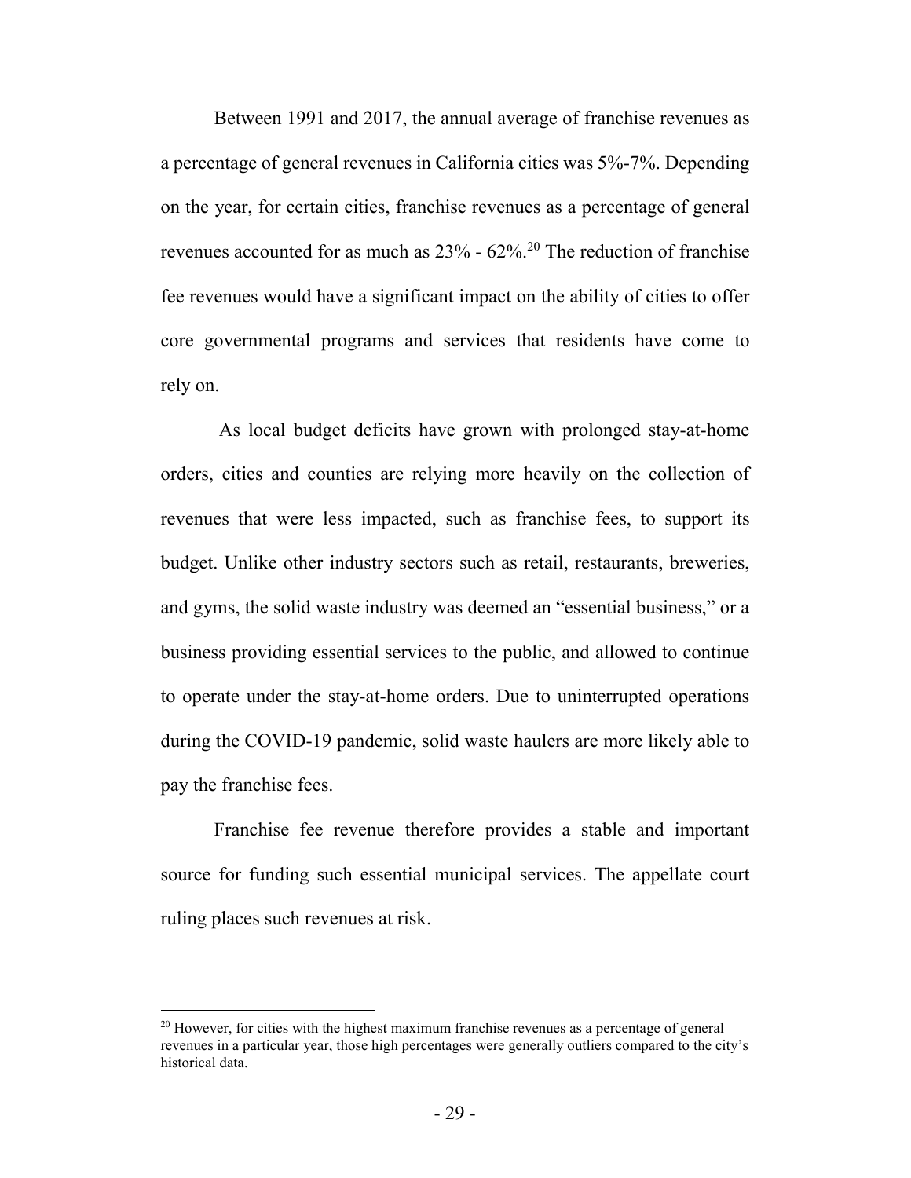Between 1991 and 2017, the annual average of franchise revenues as a percentage of general revenues in California cities was 5%-7%. Depending on the year, for certain cities, franchise revenues as a percentage of general revenues accounted for as much as 23% - 62%.[20] The reduction of franchise fee revenues would have a significant impact on the ability of cities to offer core governmental programs and services that residents have come to rely on.

As local budget deficits have grown with prolonged stay-at-home orders, cities and counties are relying more heavily on the collection of revenues that were less impacted, such as franchise fees, to support its budget. Unlike other industry sectors such as retail, restaurants, breweries, and gyms, the solid waste industry was deemed an "essential business," or a business providing essential services to the public, and allowed to continue to operate under the stay-at-home orders. Due to uninterrupted operations during the COVID-19 pandemic, solid waste haulers are more likely able to pay the franchise fees.

Franchise fee revenue therefore provides a stable and important source for funding such essential municipal services. The appellate court ruling places such revenues at risk.

---

[20] However, for cities with the highest maximum franchise revenues as a percentage of general revenues in a particular year, those high percentages were generally outliers compared to the city's historical data.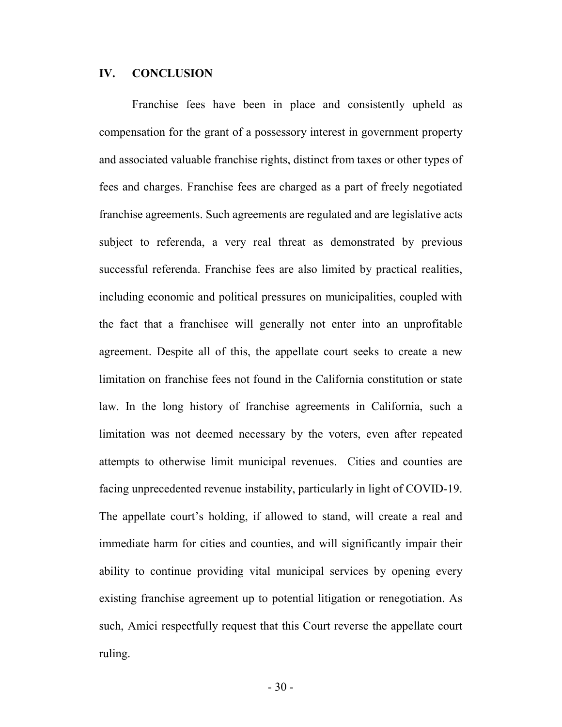## IV. CONCLUSION

Franchise fees have been in place and consistently upheld as compensation for the grant of a possessory interest in government property and associated valuable franchise rights, distinct from taxes or other types of fees and charges. Franchise fees are charged as a part of freely negotiated franchise agreements. Such agreements are regulated and are legislative acts subject to referenda, a very real threat as demonstrated by previous successful referenda. Franchise fees are also limited by practical realities, including economic and political pressures on municipalities, coupled with the fact that a franchisee will generally not enter into an unprofitable agreement. Despite all of this, the appellate court seeks to create a new limitation on franchise fees not found in the California constitution or state law. In the long history of franchise agreements in California, such a limitation was not deemed necessary by the voters, even after repeated attempts to otherwise limit municipal revenues. Cities and counties are facing unprecedented revenue instability, particularly in light of COVID-19. The appellate court's holding, if allowed to stand, will create a real and immediate harm for cities and counties, and will significantly impair their ability to continue providing vital municipal services by opening every existing franchise agreement up to potential litigation or renegotiation. As such, Amici respectfully request that this Court reverse the appellate court ruling.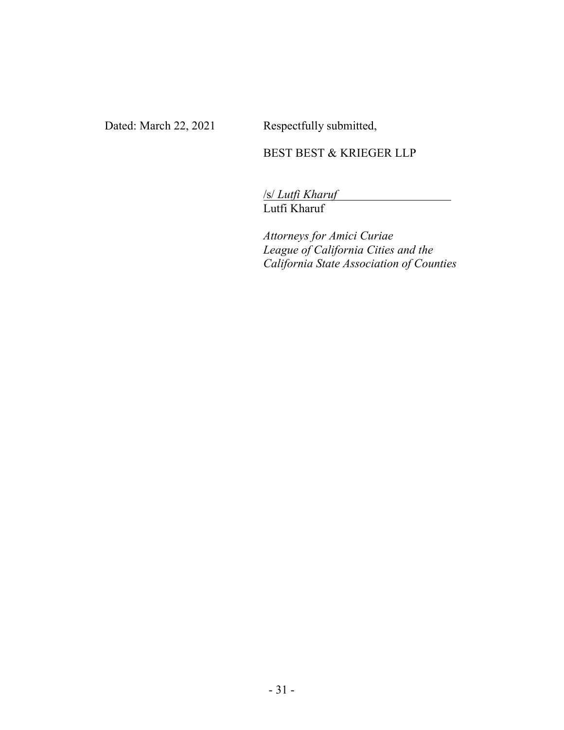Dated: March 22, 2021

Respectfully submitted,

BEST BEST & KRIEGER LLP

/s/ *Lutfi Kharuf*

Lutfi Kharuf

*Attorneys for Amici Curiae*
*League of California Cities and the*
*California State Association of Counties*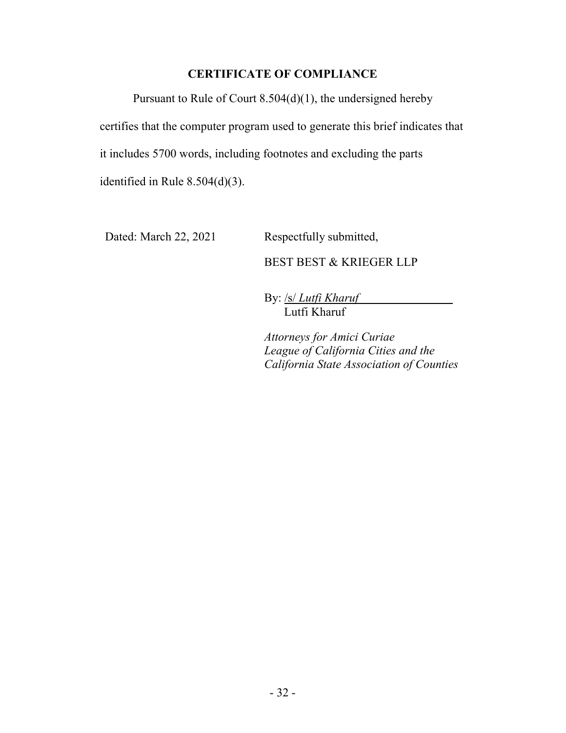## CERTIFICATE OF COMPLIANCE

Pursuant to Rule of Court 8.504(d)(1), the undersigned hereby certifies that the computer program used to generate this brief indicates that it includes 5700 words, including footnotes and excluding the parts identified in Rule 8.504(d)(3).

Dated: March 22, 2021

Respectfully submitted,

BEST BEST & KRIEGER LLP

By: /s/ *Lutfi Kharuf*
Lutfi Kharuf

*Attorneys for Amici Curiae*
*League of California Cities and the*
*California State Association of Counties*